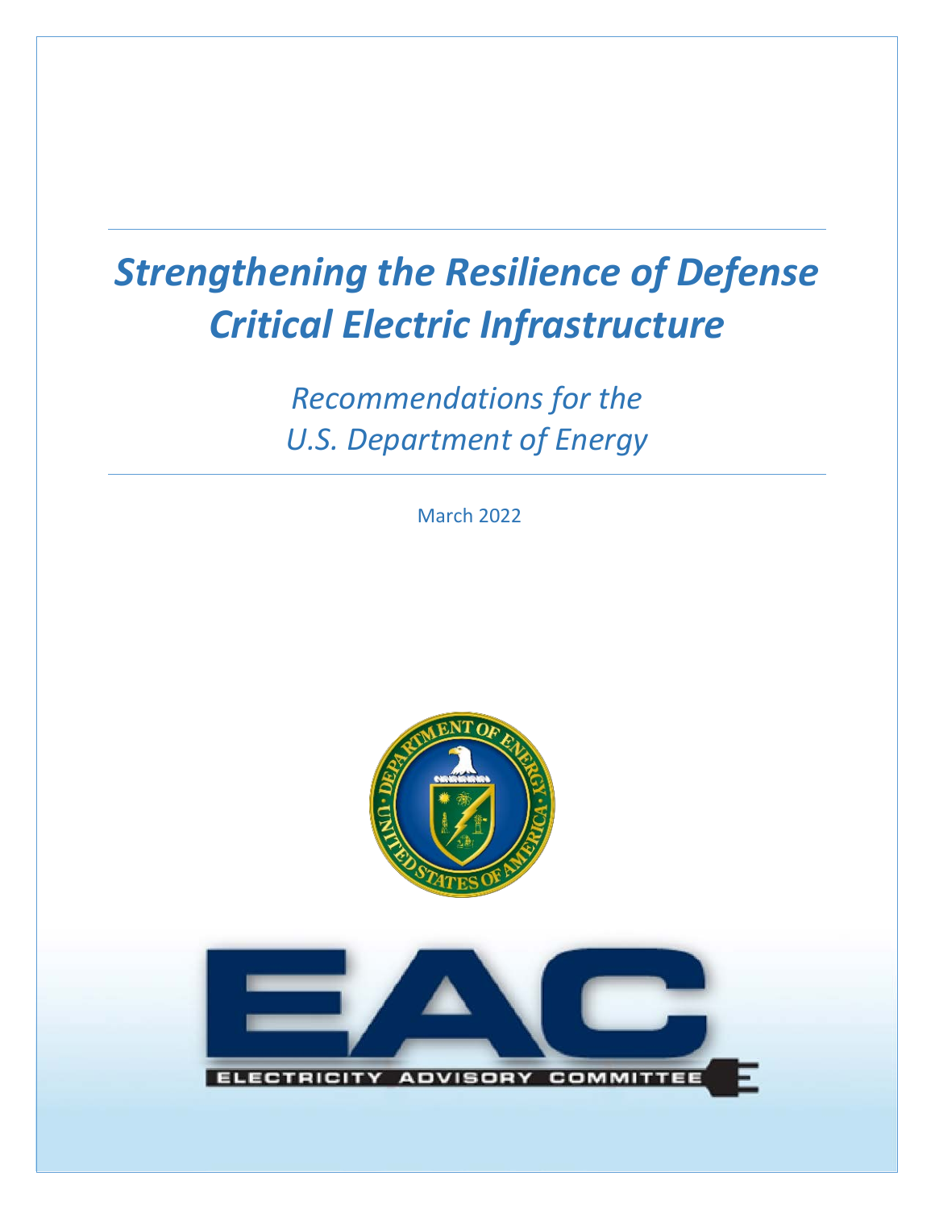# *Strengthening the Resilience of Defense Critical Electric Infrastructure*

*Recommendations for the U.S. Department of Energy*

March 2022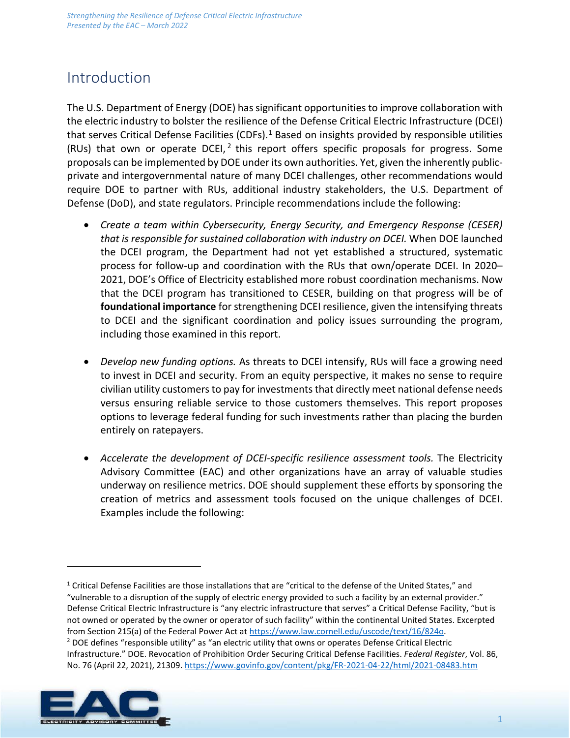# Introduction

The U.S. Department of Energy (DOE) has significant opportunities to improve collaboration with the electric industry to bolster the resilience of the Defense Critical Electric Infrastructure (DCEI) that serves Critical Defense Facilities (CDFs).[1] Based on insights provided by responsible utilities (RUs) that own or operate DCEI,[2] this report offers specific proposals for progress. Some proposals can be implemented by DOE under its own authorities. Yet, given the inherently public-private and intergovernmental nature of many DCEI challenges, other recommendations would require DOE to partner with RUs, additional industry stakeholders, the U.S. Department of Defense (DoD), and state regulators. Principle recommendations include the following:

- *Create a team within Cybersecurity, Energy Security, and Emergency Response (CESER) that is responsible for sustained collaboration with industry on DCEI.* When DOE launched the DCEI program, the Department had not yet established a structured, systematic process for follow-up and coordination with the RUs that own/operate DCEI. In 2020–2021, DOE's Office of Electricity established more robust coordination mechanisms. Now that the DCEI program has transitioned to CESER, building on that progress will be of **foundational importance** for strengthening DCEI resilience, given the intensifying threats to DCEI and the significant coordination and policy issues surrounding the program, including those examined in this report.

- *Develop new funding options.* As threats to DCEI intensify, RUs will face a growing need to invest in DCEI and security. From an equity perspective, it makes no sense to require civilian utility customers to pay for investments that directly meet national defense needs versus ensuring reliable service to those customers themselves. This report proposes options to leverage federal funding for such investments rather than placing the burden entirely on ratepayers.

- *Accelerate the development of DCEI-specific resilience assessment tools.* The Electricity Advisory Committee (EAC) and other organizations have an array of valuable studies underway on resilience metrics. DOE should supplement these efforts by sponsoring the creation of metrics and assessment tools focused on the unique challenges of DCEI. Examples include the following:

---

[1] Critical Defense Facilities are those installations that are "critical to the defense of the United States," and "vulnerable to a disruption of the supply of electric energy provided to such a facility by an external provider." Defense Critical Electric Infrastructure is "any electric infrastructure that serves" a Critical Defense Facility, "but is not owned or operated by the owner or operator of such facility" within the continental United States. Excerpted from Section 215(a) of the Federal Power Act at https://www.law.cornell.edu/uscode/text/16/824o.

[2] DOE defines "responsible utility" as "an electric utility that owns or operates Defense Critical Electric Infrastructure." DOE. Revocation of Prohibition Order Securing Critical Defense Facilities. *Federal Register*, Vol. 86, No. 76 (April 22, 2021), 21309. https://www.govinfo.gov/content/pkg/FR-2021-04-22/html/2021-08483.htm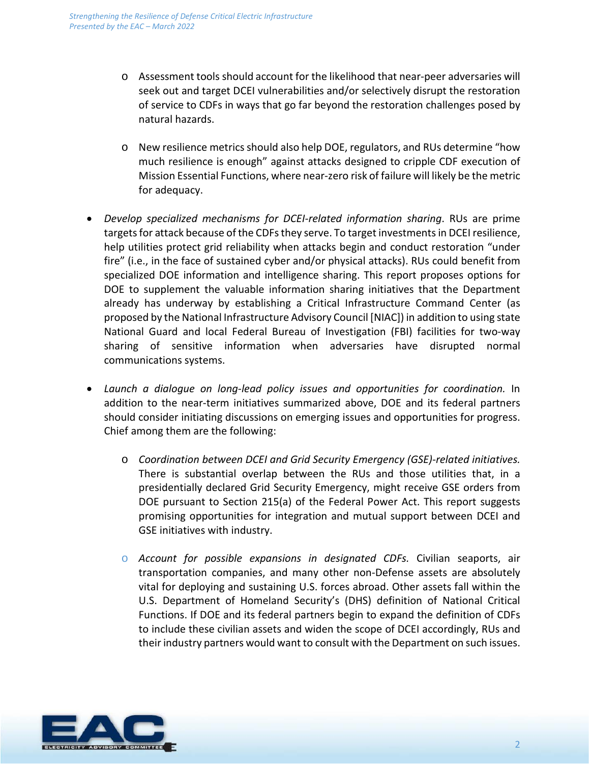- Assessment tools should account for the likelihood that near-peer adversaries will seek out and target DCEI vulnerabilities and/or selectively disrupt the restoration of service to CDFs in ways that go far beyond the restoration challenges posed by natural hazards.

   - New resilience metrics should also help DOE, regulators, and RUs determine "how much resilience is enough" against attacks designed to cripple CDF execution of Mission Essential Functions, where near-zero risk of failure will likely be the metric for adequacy.

- *Develop specialized mechanisms for DCEI-related information sharing*. RUs are prime targets for attack because of the CDFs they serve. To target investments in DCEI resilience, help utilities protect grid reliability when attacks begin and conduct restoration "under fire" (i.e., in the face of sustained cyber and/or physical attacks). RUs could benefit from specialized DOE information and intelligence sharing. This report proposes options for DOE to supplement the valuable information sharing initiatives that the Department already has underway by establishing a Critical Infrastructure Command Center (as proposed by the National Infrastructure Advisory Council [NIAC]) in addition to using state National Guard and local Federal Bureau of Investigation (FBI) facilities for two-way sharing of sensitive information when adversaries have disrupted normal communications systems.

- *Launch a dialogue on long-lead policy issues and opportunities for coordination.* In addition to the near-term initiatives summarized above, DOE and its federal partners should consider initiating discussions on emerging issues and opportunities for progress. Chief among them are the following:

   - *Coordination between DCEI and Grid Security Emergency (GSE)-related initiatives.* There is substantial overlap between the RUs and those utilities that, in a presidentially declared Grid Security Emergency, might receive GSE orders from DOE pursuant to Section 215(a) of the Federal Power Act. This report suggests promising opportunities for integration and mutual support between DCEI and GSE initiatives with industry.

   - *Account for possible expansions in designated CDFs.* Civilian seaports, air transportation companies, and many other non-Defense assets are absolutely vital for deploying and sustaining U.S. forces abroad. Other assets fall within the U.S. Department of Homeland Security's (DHS) definition of National Critical Functions. If DOE and its federal partners begin to expand the definition of CDFs to include these civilian assets and widen the scope of DCEI accordingly, RUs and their industry partners would want to consult with the Department on such issues.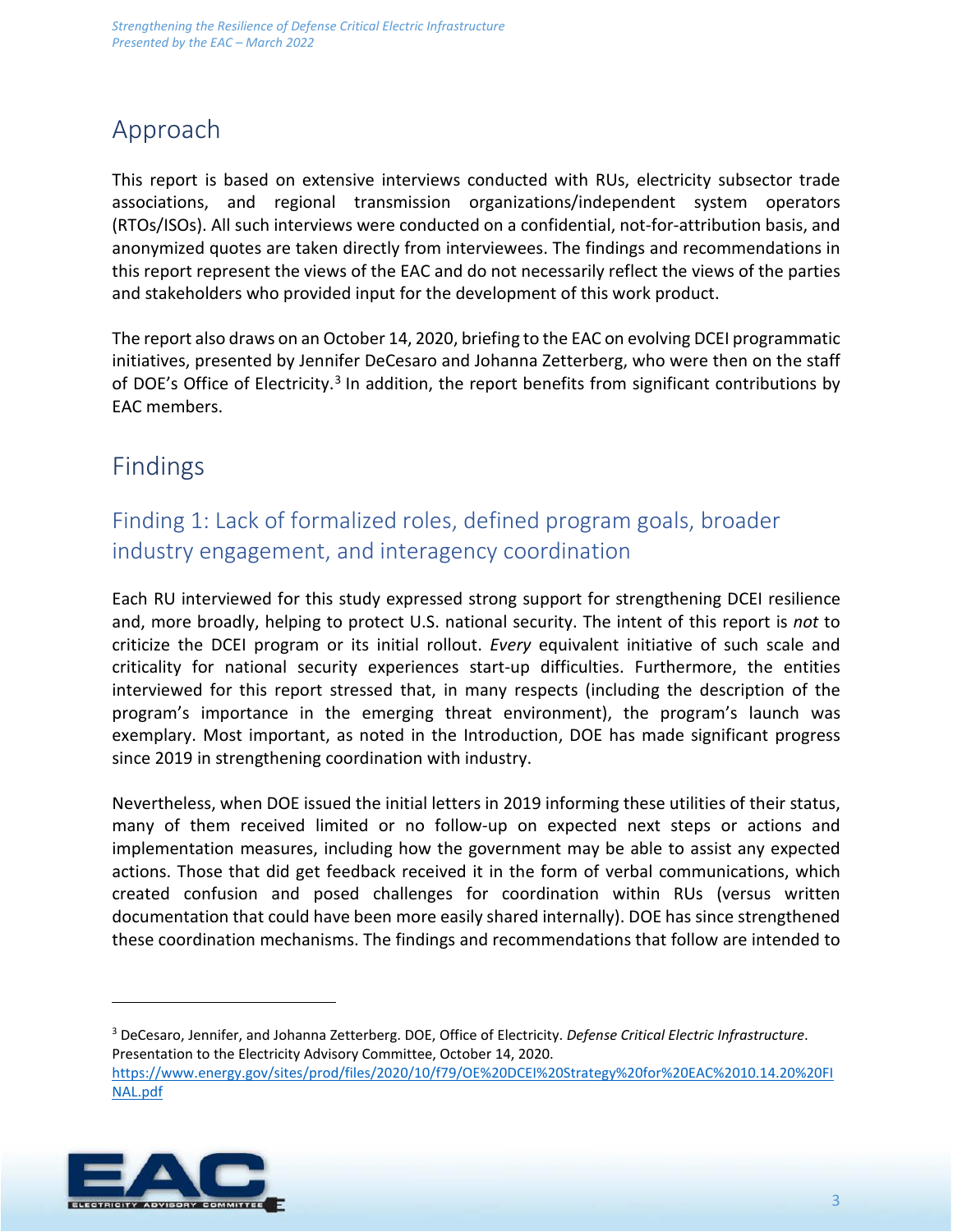## Approach

This report is based on extensive interviews conducted with RUs, electricity subsector trade associations, and regional transmission organizations/independent system operators (RTOs/ISOs). All such interviews were conducted on a confidential, not-for-attribution basis, and anonymized quotes are taken directly from interviewees. The findings and recommendations in this report represent the views of the EAC and do not necessarily reflect the views of the parties and stakeholders who provided input for the development of this work product.

The report also draws on an October 14, 2020, briefing to the EAC on evolving DCEI programmatic initiatives, presented by Jennifer DeCesaro and Johanna Zetterberg, who were then on the staff of DOE's Office of Electricity.[3] In addition, the report benefits from significant contributions by EAC members.

## Findings

### Finding 1: Lack of formalized roles, defined program goals, broader industry engagement, and interagency coordination

Each RU interviewed for this study expressed strong support for strengthening DCEI resilience and, more broadly, helping to protect U.S. national security. The intent of this report is *not* to criticize the DCEI program or its initial rollout. *Every* equivalent initiative of such scale and criticality for national security experiences start-up difficulties. Furthermore, the entities interviewed for this report stressed that, in many respects (including the description of the program's importance in the emerging threat environment), the program's launch was exemplary. Most important, as noted in the Introduction, DOE has made significant progress since 2019 in strengthening coordination with industry.

Nevertheless, when DOE issued the initial letters in 2019 informing these utilities of their status, many of them received limited or no follow-up on expected next steps or actions and implementation measures, including how the government may be able to assist any expected actions. Those that did get feedback received it in the form of verbal communications, which created confusion and posed challenges for coordination within RUs (versus written documentation that could have been more easily shared internally). DOE has since strengthened these coordination mechanisms. The findings and recommendations that follow are intended to

---

[3] DeCesaro, Jennifer, and Johanna Zetterberg. DOE, Office of Electricity. *Defense Critical Electric Infrastructure*. Presentation to the Electricity Advisory Committee, October 14, 2020. https://www.energy.gov/sites/prod/files/2020/10/f79/OE%20DCEI%20Strategy%20for%20EAC%2010.14.20%20FINAL.pdf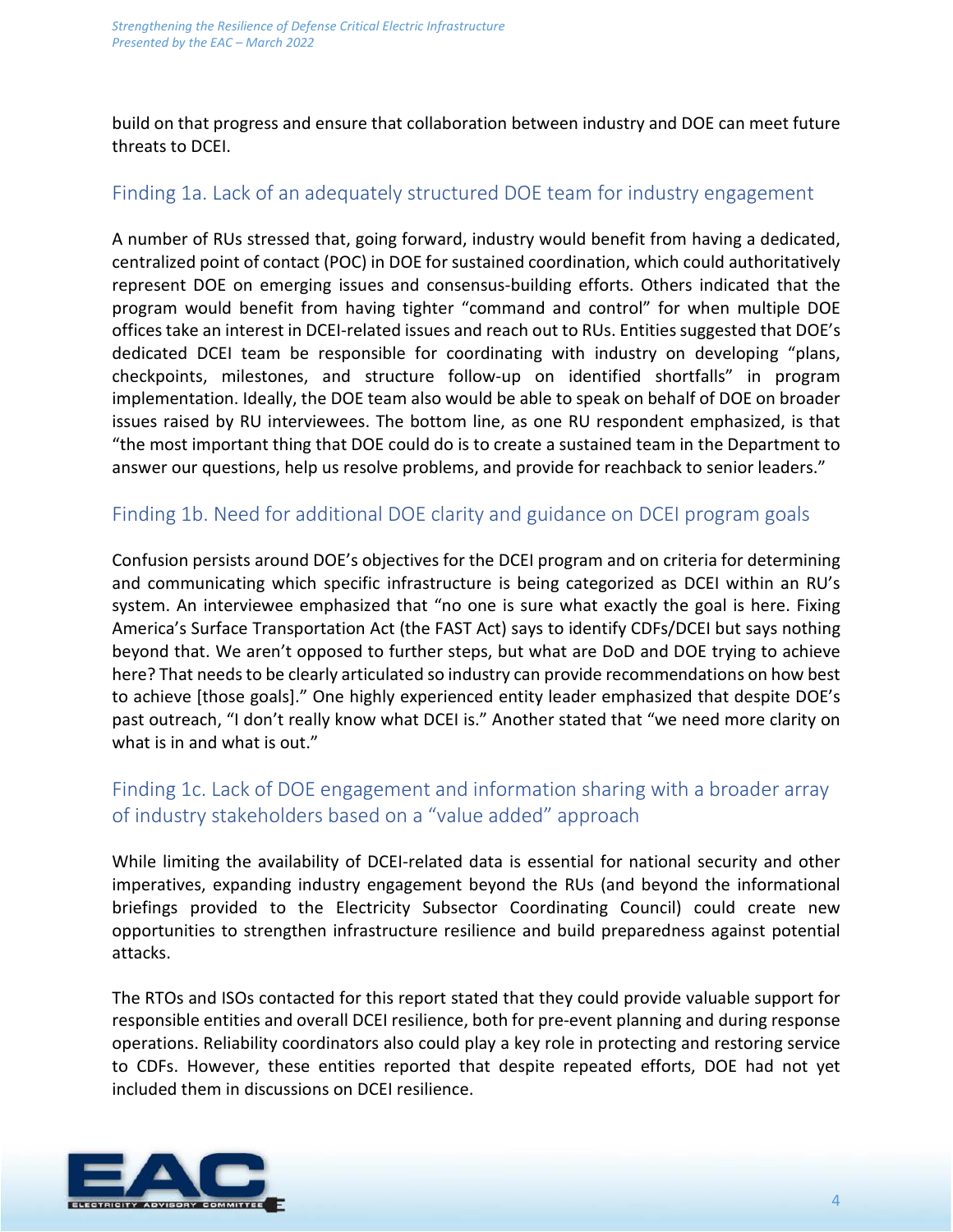build on that progress and ensure that collaboration between industry and DOE can meet future threats to DCEI.

## Finding 1a. Lack of an adequately structured DOE team for industry engagement

A number of RUs stressed that, going forward, industry would benefit from having a dedicated, centralized point of contact (POC) in DOE for sustained coordination, which could authoritatively represent DOE on emerging issues and consensus-building efforts. Others indicated that the program would benefit from having tighter "command and control" for when multiple DOE offices take an interest in DCEI-related issues and reach out to RUs. Entities suggested that DOE's dedicated DCEI team be responsible for coordinating with industry on developing "plans, checkpoints, milestones, and structure follow-up on identified shortfalls" in program implementation. Ideally, the DOE team also would be able to speak on behalf of DOE on broader issues raised by RU interviewees. The bottom line, as one RU respondent emphasized, is that "the most important thing that DOE could do is to create a sustained team in the Department to answer our questions, help us resolve problems, and provide for reachback to senior leaders."

## Finding 1b. Need for additional DOE clarity and guidance on DCEI program goals

Confusion persists around DOE's objectives for the DCEI program and on criteria for determining and communicating which specific infrastructure is being categorized as DCEI within an RU's system. An interviewee emphasized that "no one is sure what exactly the goal is here. Fixing America's Surface Transportation Act (the FAST Act) says to identify CDFs/DCEI but says nothing beyond that. We aren't opposed to further steps, but what are DoD and DOE trying to achieve here? That needs to be clearly articulated so industry can provide recommendations on how best to achieve [those goals]." One highly experienced entity leader emphasized that despite DOE's past outreach, "I don't really know what DCEI is." Another stated that "we need more clarity on what is in and what is out."

## Finding 1c. Lack of DOE engagement and information sharing with a broader array of industry stakeholders based on a "value added" approach

While limiting the availability of DCEI-related data is essential for national security and other imperatives, expanding industry engagement beyond the RUs (and beyond the informational briefings provided to the Electricity Subsector Coordinating Council) could create new opportunities to strengthen infrastructure resilience and build preparedness against potential attacks.

The RTOs and ISOs contacted for this report stated that they could provide valuable support for responsible entities and overall DCEI resilience, both for pre-event planning and during response operations. Reliability coordinators also could play a key role in protecting and restoring service to CDFs. However, these entities reported that despite repeated efforts, DOE had not yet included them in discussions on DCEI resilience.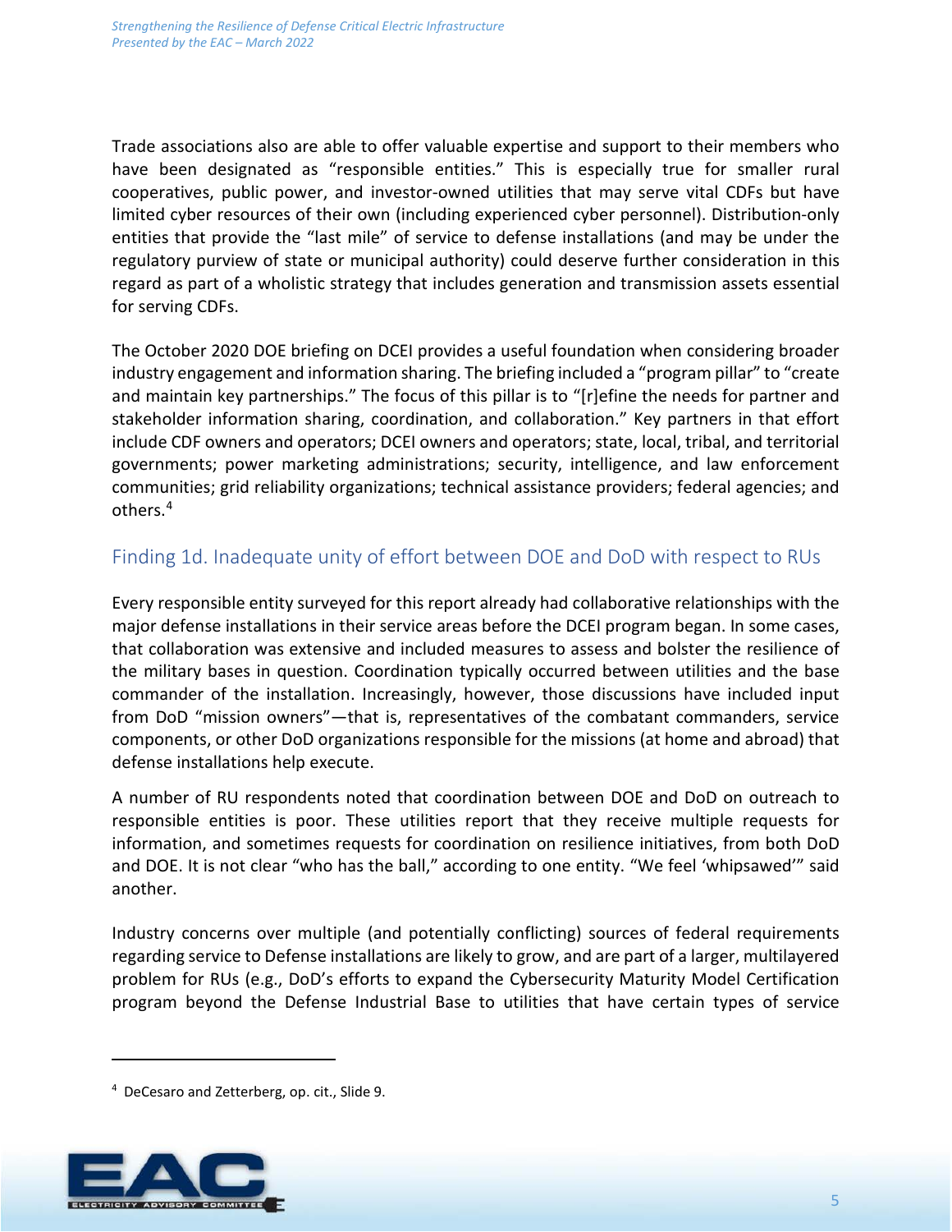Trade associations also are able to offer valuable expertise and support to their members who have been designated as "responsible entities." This is especially true for smaller rural cooperatives, public power, and investor-owned utilities that may serve vital CDFs but have limited cyber resources of their own (including experienced cyber personnel). Distribution-only entities that provide the "last mile" of service to defense installations (and may be under the regulatory purview of state or municipal authority) could deserve further consideration in this regard as part of a wholistic strategy that includes generation and transmission assets essential for serving CDFs.

The October 2020 DOE briefing on DCEI provides a useful foundation when considering broader industry engagement and information sharing. The briefing included a "program pillar" to "create and maintain key partnerships." The focus of this pillar is to "[r]efine the needs for partner and stakeholder information sharing, coordination, and collaboration." Key partners in that effort include CDF owners and operators; DCEI owners and operators; state, local, tribal, and territorial governments; power marketing administrations; security, intelligence, and law enforcement communities; grid reliability organizations; technical assistance providers; federal agencies; and others.[4]

## Finding 1d. Inadequate unity of effort between DOE and DoD with respect to RUs

Every responsible entity surveyed for this report already had collaborative relationships with the major defense installations in their service areas before the DCEI program began. In some cases, that collaboration was extensive and included measures to assess and bolster the resilience of the military bases in question. Coordination typically occurred between utilities and the base commander of the installation. Increasingly, however, those discussions have included input from DoD "mission owners"—that is, representatives of the combatant commanders, service components, or other DoD organizations responsible for the missions (at home and abroad) that defense installations help execute.

A number of RU respondents noted that coordination between DOE and DoD on outreach to responsible entities is poor. These utilities report that they receive multiple requests for information, and sometimes requests for coordination on resilience initiatives, from both DoD and DOE. It is not clear "who has the ball," according to one entity. "We feel 'whipsawed'" said another.

Industry concerns over multiple (and potentially conflicting) sources of federal requirements regarding service to Defense installations are likely to grow, and are part of a larger, multilayered problem for RUs (e.g., DoD's efforts to expand the Cybersecurity Maturity Model Certification program beyond the Defense Industrial Base to utilities that have certain types of service

[4] DeCesaro and Zetterberg, op. cit., Slide 9.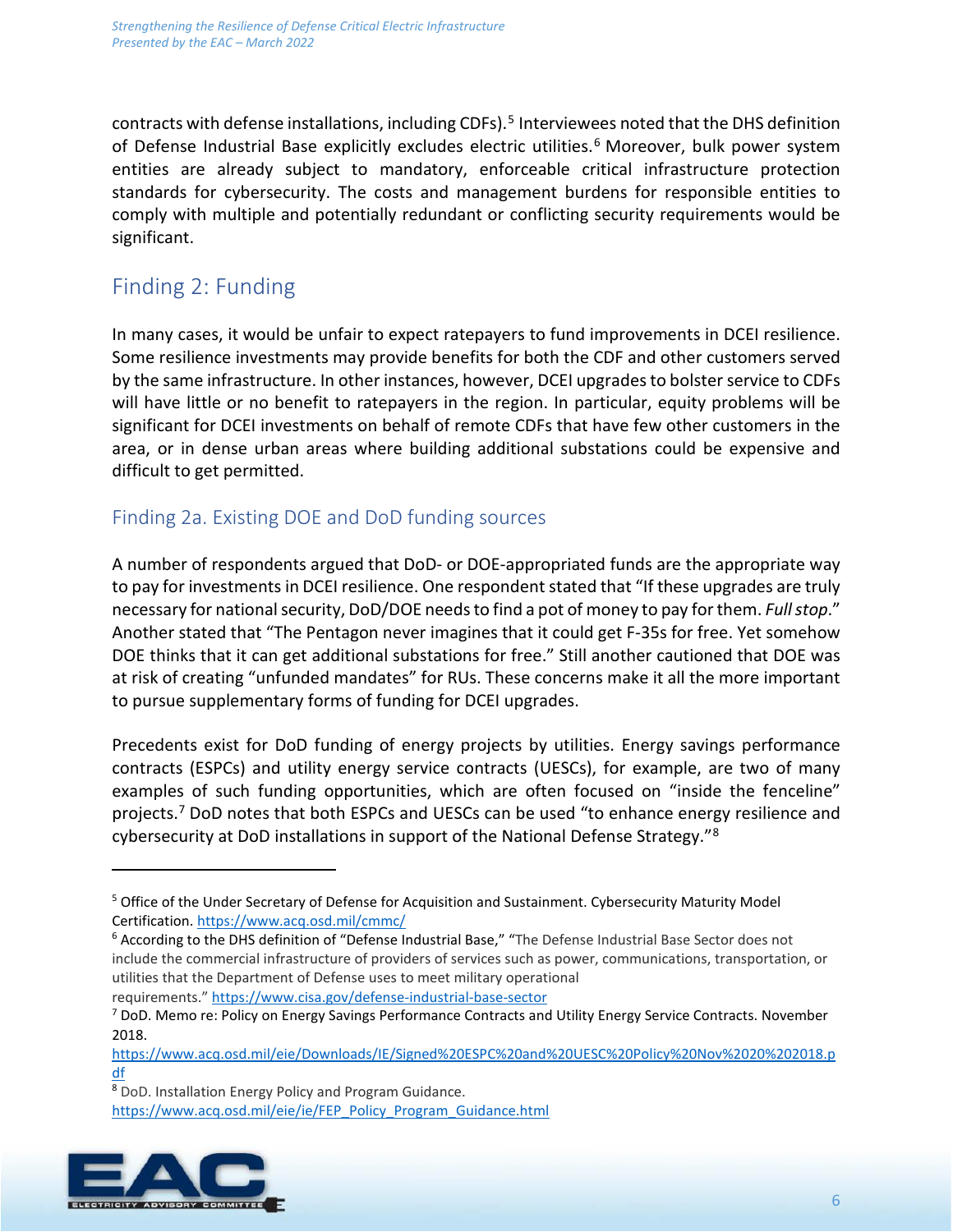contracts with defense installations, including CDFs).[5] Interviewees noted that the DHS definition of Defense Industrial Base explicitly excludes electric utilities.[6] Moreover, bulk power system entities are already subject to mandatory, enforceable critical infrastructure protection standards for cybersecurity. The costs and management burdens for responsible entities to comply with multiple and potentially redundant or conflicting security requirements would be significant.

## Finding 2: Funding

In many cases, it would be unfair to expect ratepayers to fund improvements in DCEI resilience. Some resilience investments may provide benefits for both the CDF and other customers served by the same infrastructure. In other instances, however, DCEI upgrades to bolster service to CDFs will have little or no benefit to ratepayers in the region. In particular, equity problems will be significant for DCEI investments on behalf of remote CDFs that have few other customers in the area, or in dense urban areas where building additional substations could be expensive and difficult to get permitted.

### Finding 2a. Existing DOE and DoD funding sources

A number of respondents argued that DoD- or DOE-appropriated funds are the appropriate way to pay for investments in DCEI resilience. One respondent stated that "If these upgrades are truly necessary for national security, DoD/DOE needs to find a pot of money to pay for them. *Full stop*." Another stated that "The Pentagon never imagines that it could get F-35s for free. Yet somehow DOE thinks that it can get additional substations for free." Still another cautioned that DOE was at risk of creating "unfunded mandates" for RUs. These concerns make it all the more important to pursue supplementary forms of funding for DCEI upgrades.

Precedents exist for DoD funding of energy projects by utilities. Energy savings performance contracts (ESPCs) and utility energy service contracts (UESCs), for example, are two of many examples of such funding opportunities, which are often focused on "inside the fenceline" projects.[7] DoD notes that both ESPCs and UESCs can be used "to enhance energy resilience and cybersecurity at DoD installations in support of the National Defense Strategy."[8]

---

[5] Office of the Under Secretary of Defense for Acquisition and Sustainment. Cybersecurity Maturity Model Certification. https://www.acq.osd.mil/cmmc/

[6] According to the DHS definition of "Defense Industrial Base," "The Defense Industrial Base Sector does not include the commercial infrastructure of providers of services such as power, communications, transportation, or utilities that the Department of Defense uses to meet military operational requirements." https://www.cisa.gov/defense-industrial-base-sector

[7] DoD. Memo re: Policy on Energy Savings Performance Contracts and Utility Energy Service Contracts. November 2018. https://www.acq.osd.mil/eie/Downloads/IE/Signed%20ESPC%20and%20UESC%20Policy%20Nov%20%202018.pdf

[8] DoD. Installation Energy Policy and Program Guidance. https://www.acq.osd.mil/eie/ie/FEP_Policy_Program_Guidance.html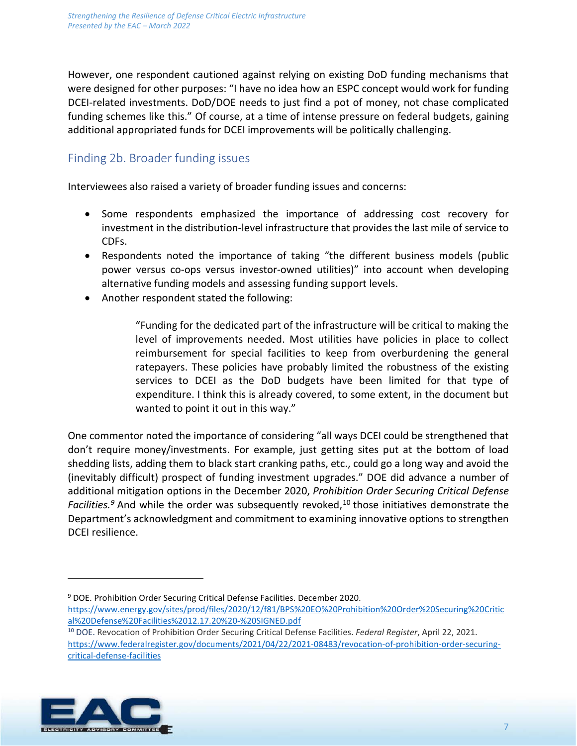However, one respondent cautioned against relying on existing DoD funding mechanisms that were designed for other purposes: “I have no idea how an ESPC concept would work for funding DCEI-related investments. DoD/DOE needs to just find a pot of money, not chase complicated funding schemes like this.” Of course, at a time of intense pressure on federal budgets, gaining additional appropriated funds for DCEI improvements will be politically challenging.

## Finding 2b. Broader funding issues

Interviewees also raised a variety of broader funding issues and concerns:

- Some respondents emphasized the importance of addressing cost recovery for investment in the distribution-level infrastructure that provides the last mile of service to CDFs.
- Respondents noted the importance of taking “the different business models (public power versus co-ops versus investor-owned utilities)” into account when developing alternative funding models and assessing funding support levels.
- Another respondent stated the following:

> “Funding for the dedicated part of the infrastructure will be critical to making the level of improvements needed. Most utilities have policies in place to collect reimbursement for special facilities to keep from overburdening the general ratepayers. These policies have probably limited the robustness of the existing services to DCEI as the DoD budgets have been limited for that type of expenditure. I think this is already covered, to some extent, in the document but wanted to point it out in this way.”

One commentor noted the importance of considering “all ways DCEI could be strengthened that don’t require money/investments. For example, just getting sites put at the bottom of load shedding lists, adding them to black start cranking paths, etc., could go a long way and avoid the (inevitably difficult) prospect of funding investment upgrades.” DOE did advance a number of additional mitigation options in the December 2020, *Prohibition Order Securing Critical Defense Facilities.*[9] And while the order was subsequently revoked,[10] those initiatives demonstrate the Department’s acknowledgment and commitment to examining innovative options to strengthen DCEI resilience.

---

[9] DOE. Prohibition Order Securing Critical Defense Facilities. December 2020. https://www.energy.gov/sites/prod/files/2020/12/f81/BPS%20EO%20Prohibition%20Order%20Securing%20Critical%20Defense%20Facilities%2012.17.20%20-%20SIGNED.pdf

[10] DOE. Revocation of Prohibition Order Securing Critical Defense Facilities. *Federal Register*, April 22, 2021. https://www.federalregister.gov/documents/2021/04/22/2021-08483/revocation-of-prohibition-order-securing-critical-defense-facilities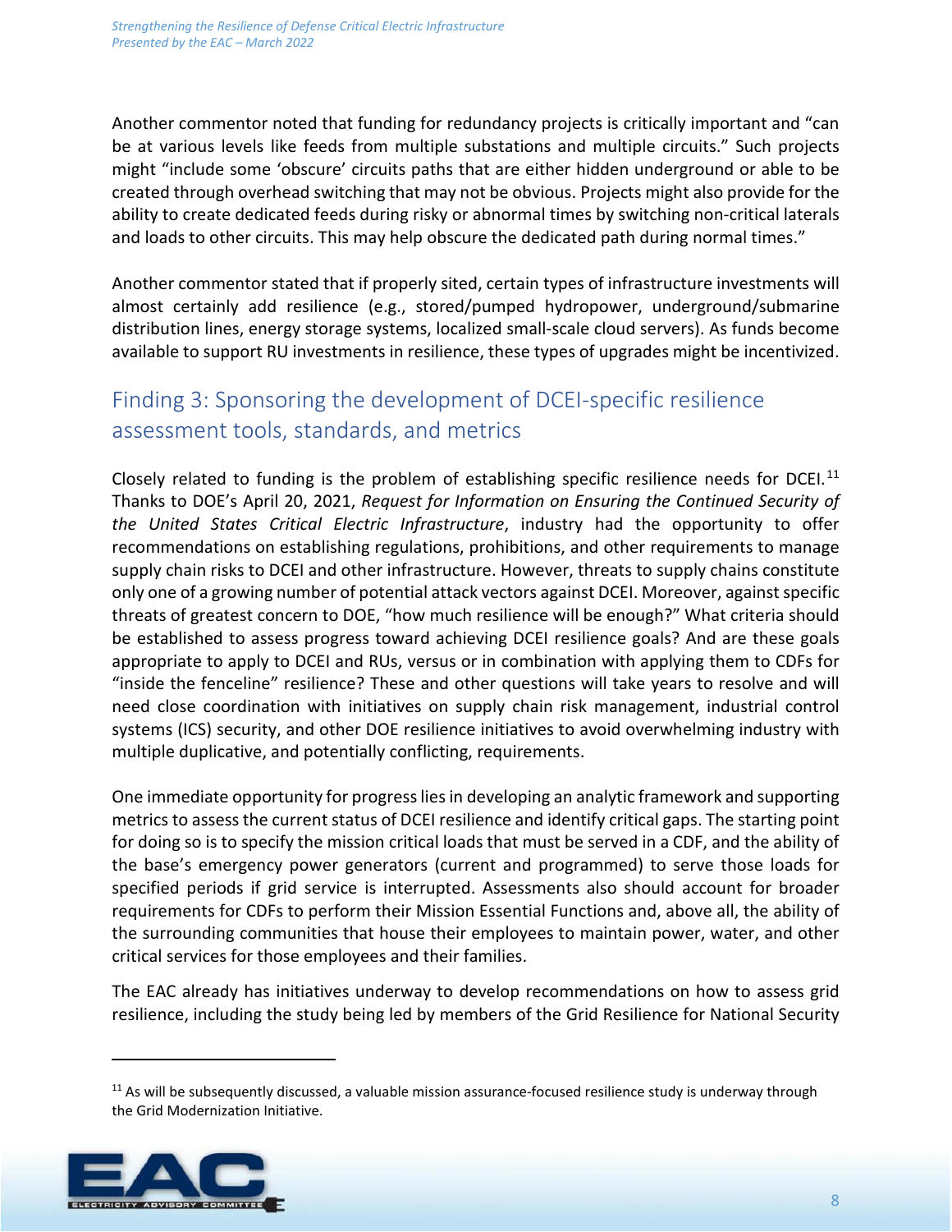Another commentor noted that funding for redundancy projects is critically important and "can be at various levels like feeds from multiple substations and multiple circuits." Such projects might "include some 'obscure' circuits paths that are either hidden underground or able to be created through overhead switching that may not be obvious. Projects might also provide for the ability to create dedicated feeds during risky or abnormal times by switching non-critical laterals and loads to other circuits. This may help obscure the dedicated path during normal times."

Another commentor stated that if properly sited, certain types of infrastructure investments will almost certainly add resilience (e.g., stored/pumped hydropower, underground/submarine distribution lines, energy storage systems, localized small-scale cloud servers). As funds become available to support RU investments in resilience, these types of upgrades might be incentivized.

## Finding 3: Sponsoring the development of DCEI-specific resilience assessment tools, standards, and metrics

Closely related to funding is the problem of establishing specific resilience needs for DCEI.[11] Thanks to DOE's April 20, 2021, *Request for Information on Ensuring the Continued Security of the United States Critical Electric Infrastructure*, industry had the opportunity to offer recommendations on establishing regulations, prohibitions, and other requirements to manage supply chain risks to DCEI and other infrastructure. However, threats to supply chains constitute only one of a growing number of potential attack vectors against DCEI. Moreover, against specific threats of greatest concern to DOE, "how much resilience will be enough?" What criteria should be established to assess progress toward achieving DCEI resilience goals? And are these goals appropriate to apply to DCEI and RUs, versus or in combination with applying them to CDFs for "inside the fenceline" resilience? These and other questions will take years to resolve and will need close coordination with initiatives on supply chain risk management, industrial control systems (ICS) security, and other DOE resilience initiatives to avoid overwhelming industry with multiple duplicative, and potentially conflicting, requirements.

One immediate opportunity for progress lies in developing an analytic framework and supporting metrics to assess the current status of DCEI resilience and identify critical gaps. The starting point for doing so is to specify the mission critical loads that must be served in a CDF, and the ability of the base's emergency power generators (current and programmed) to serve those loads for specified periods if grid service is interrupted. Assessments also should account for broader requirements for CDFs to perform their Mission Essential Functions and, above all, the ability of the surrounding communities that house their employees to maintain power, water, and other critical services for those employees and their families.

The EAC already has initiatives underway to develop recommendations on how to assess grid resilience, including the study being led by members of the Grid Resilience for National Security

[11] As will be subsequently discussed, a valuable mission assurance-focused resilience study is underway through the Grid Modernization Initiative.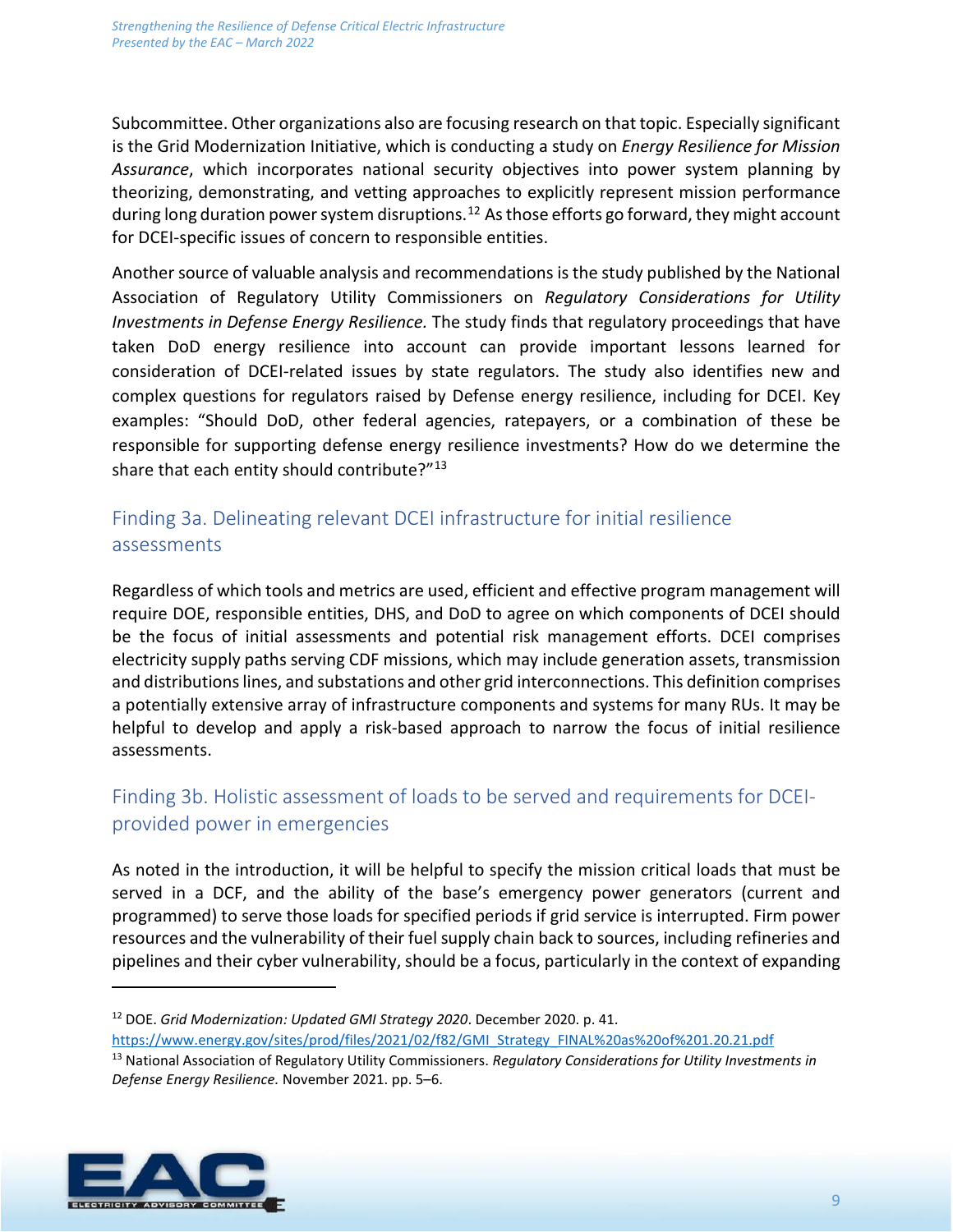Subcommittee. Other organizations also are focusing research on that topic. Especially significant is the Grid Modernization Initiative, which is conducting a study on *Energy Resilience for Mission Assurance*, which incorporates national security objectives into power system planning by theorizing, demonstrating, and vetting approaches to explicitly represent mission performance during long duration power system disruptions.[12] As those efforts go forward, they might account for DCEI-specific issues of concern to responsible entities.

Another source of valuable analysis and recommendations is the study published by the National Association of Regulatory Utility Commissioners on *Regulatory Considerations for Utility Investments in Defense Energy Resilience.* The study finds that regulatory proceedings that have taken DoD energy resilience into account can provide important lessons learned for consideration of DCEI-related issues by state regulators. The study also identifies new and complex questions for regulators raised by Defense energy resilience, including for DCEI. Key examples: "Should DoD, other federal agencies, ratepayers, or a combination of these be responsible for supporting defense energy resilience investments? How do we determine the share that each entity should contribute?"[13]

## Finding 3a. Delineating relevant DCEI infrastructure for initial resilience assessments

Regardless of which tools and metrics are used, efficient and effective program management will require DOE, responsible entities, DHS, and DoD to agree on which components of DCEI should be the focus of initial assessments and potential risk management efforts. DCEI comprises electricity supply paths serving CDF missions, which may include generation assets, transmission and distributions lines, and substations and other grid interconnections. This definition comprises a potentially extensive array of infrastructure components and systems for many RUs. It may be helpful to develop and apply a risk-based approach to narrow the focus of initial resilience assessments.

## Finding 3b. Holistic assessment of loads to be served and requirements for DCEI-provided power in emergencies

As noted in the introduction, it will be helpful to specify the mission critical loads that must be served in a DCF, and the ability of the base's emergency power generators (current and programmed) to serve those loads for specified periods if grid service is interrupted. Firm power resources and the vulnerability of their fuel supply chain back to sources, including refineries and pipelines and their cyber vulnerability, should be a focus, particularly in the context of expanding

---

[12] DOE. *Grid Modernization: Updated GMI Strategy 2020*. December 2020. p. 41. https://www.energy.gov/sites/prod/files/2021/02/f82/GMI_Strategy_FINAL%20as%20of%201.20.21.pdf

[13] National Association of Regulatory Utility Commissioners. *Regulatory Considerations for Utility Investments in Defense Energy Resilience.* November 2021. pp. 5–6.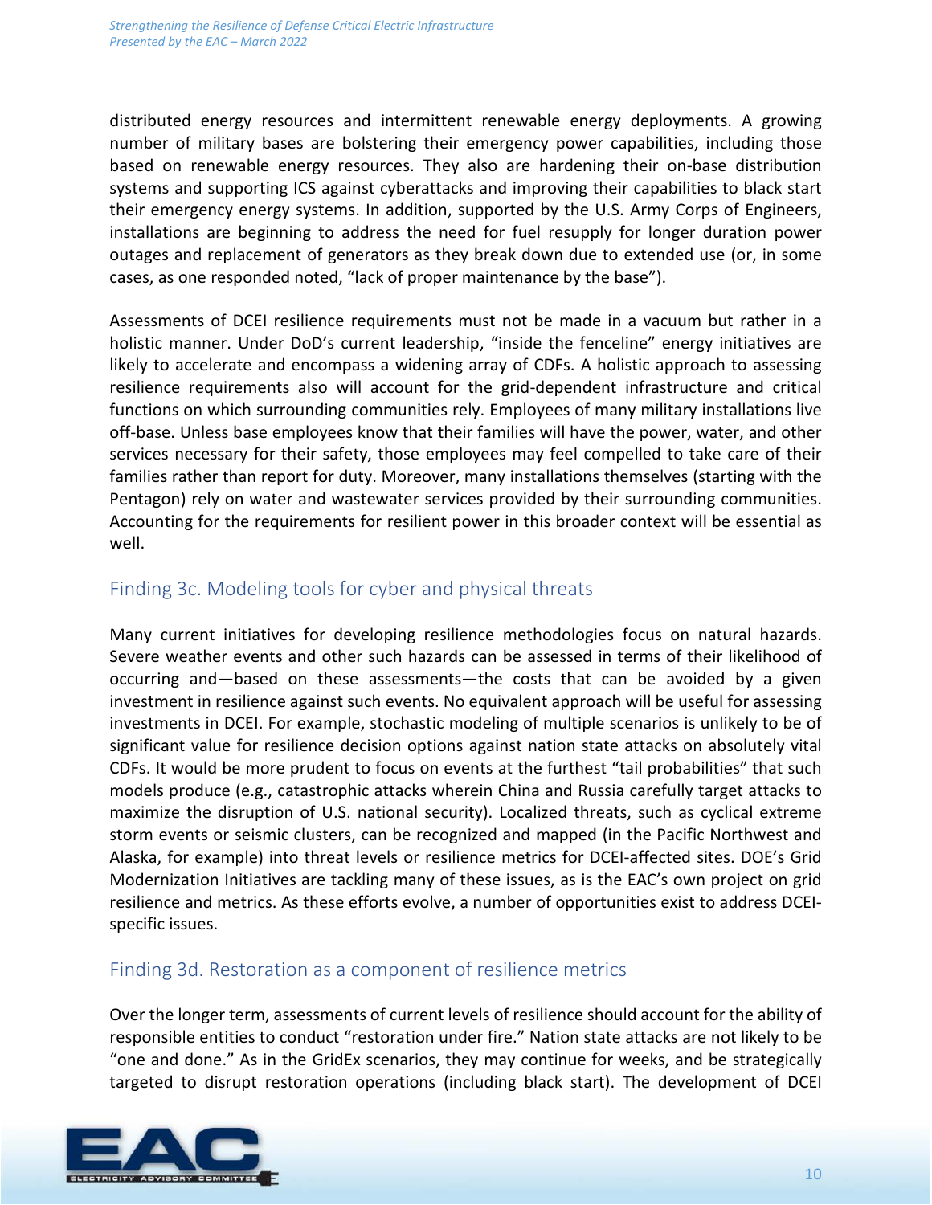distributed energy resources and intermittent renewable energy deployments. A growing number of military bases are bolstering their emergency power capabilities, including those based on renewable energy resources. They also are hardening their on-base distribution systems and supporting ICS against cyberattacks and improving their capabilities to black start their emergency energy systems. In addition, supported by the U.S. Army Corps of Engineers, installations are beginning to address the need for fuel resupply for longer duration power outages and replacement of generators as they break down due to extended use (or, in some cases, as one responded noted, "lack of proper maintenance by the base").

Assessments of DCEI resilience requirements must not be made in a vacuum but rather in a holistic manner. Under DoD's current leadership, "inside the fenceline" energy initiatives are likely to accelerate and encompass a widening array of CDFs. A holistic approach to assessing resilience requirements also will account for the grid-dependent infrastructure and critical functions on which surrounding communities rely. Employees of many military installations live off-base. Unless base employees know that their families will have the power, water, and other services necessary for their safety, those employees may feel compelled to take care of their families rather than report for duty. Moreover, many installations themselves (starting with the Pentagon) rely on water and wastewater services provided by their surrounding communities. Accounting for the requirements for resilient power in this broader context will be essential as well.

## Finding 3c. Modeling tools for cyber and physical threats

Many current initiatives for developing resilience methodologies focus on natural hazards. Severe weather events and other such hazards can be assessed in terms of their likelihood of occurring and—based on these assessments—the costs that can be avoided by a given investment in resilience against such events. No equivalent approach will be useful for assessing investments in DCEI. For example, stochastic modeling of multiple scenarios is unlikely to be of significant value for resilience decision options against nation state attacks on absolutely vital CDFs. It would be more prudent to focus on events at the furthest "tail probabilities" that such models produce (e.g., catastrophic attacks wherein China and Russia carefully target attacks to maximize the disruption of U.S. national security). Localized threats, such as cyclical extreme storm events or seismic clusters, can be recognized and mapped (in the Pacific Northwest and Alaska, for example) into threat levels or resilience metrics for DCEI-affected sites. DOE's Grid Modernization Initiatives are tackling many of these issues, as is the EAC's own project on grid resilience and metrics. As these efforts evolve, a number of opportunities exist to address DCEI-specific issues.

## Finding 3d. Restoration as a component of resilience metrics

Over the longer term, assessments of current levels of resilience should account for the ability of responsible entities to conduct "restoration under fire." Nation state attacks are not likely to be "one and done." As in the GridEx scenarios, they may continue for weeks, and be strategically targeted to disrupt restoration operations (including black start). The development of DCEI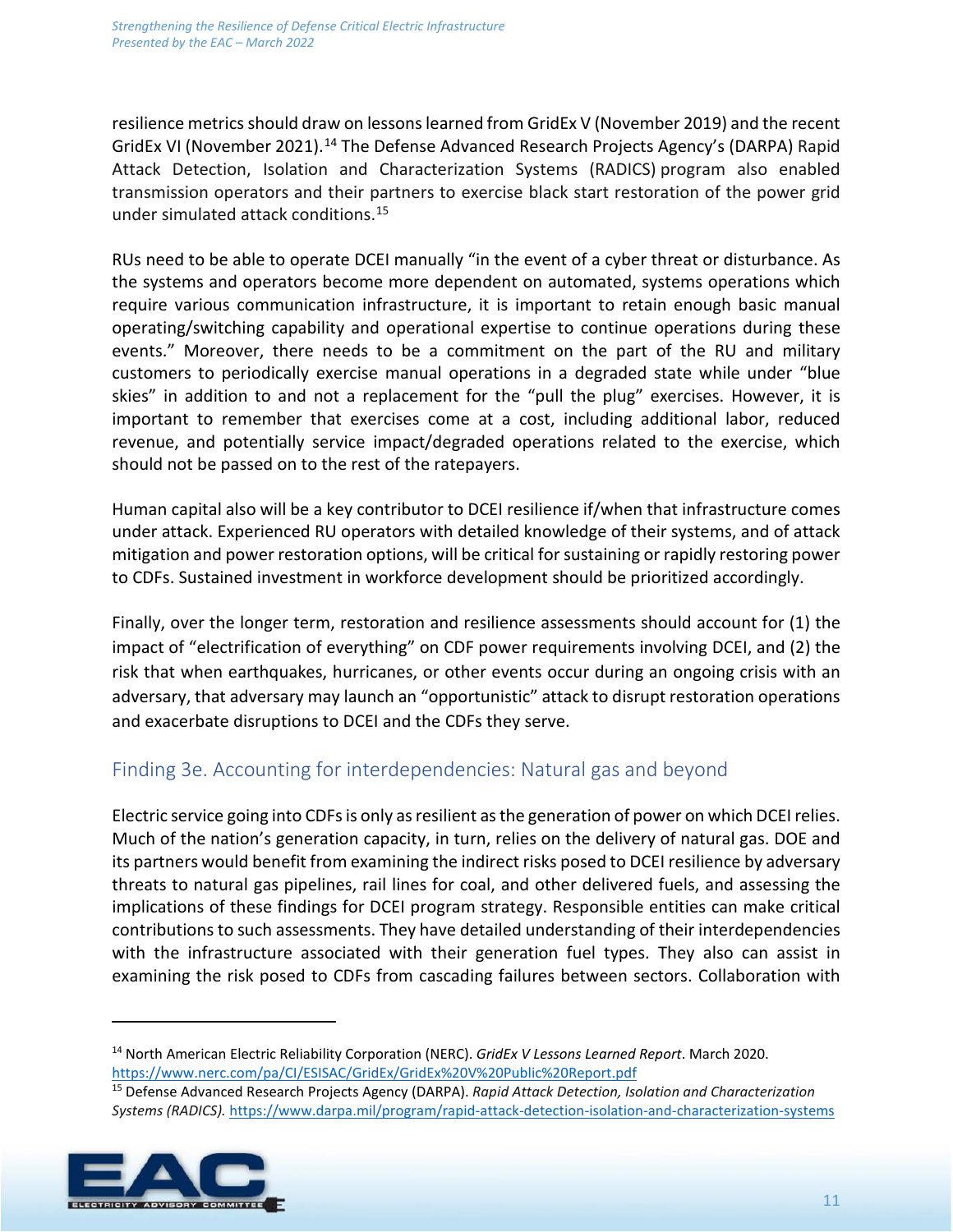resilience metrics should draw on lessons learned from GridEx V (November 2019) and the recent GridEx VI (November 2021).[14] The Defense Advanced Research Projects Agency's (DARPA) Rapid Attack Detection, Isolation and Characterization Systems (RADICS) program also enabled transmission operators and their partners to exercise black start restoration of the power grid under simulated attack conditions.[15]

RUs need to be able to operate DCEI manually "in the event of a cyber threat or disturbance. As the systems and operators become more dependent on automated, systems operations which require various communication infrastructure, it is important to retain enough basic manual operating/switching capability and operational expertise to continue operations during these events." Moreover, there needs to be a commitment on the part of the RU and military customers to periodically exercise manual operations in a degraded state while under "blue skies" in addition to and not a replacement for the "pull the plug" exercises. However, it is important to remember that exercises come at a cost, including additional labor, reduced revenue, and potentially service impact/degraded operations related to the exercise, which should not be passed on to the rest of the ratepayers.

Human capital also will be a key contributor to DCEI resilience if/when that infrastructure comes under attack. Experienced RU operators with detailed knowledge of their systems, and of attack mitigation and power restoration options, will be critical for sustaining or rapidly restoring power to CDFs. Sustained investment in workforce development should be prioritized accordingly.

Finally, over the longer term, restoration and resilience assessments should account for (1) the impact of "electrification of everything" on CDF power requirements involving DCEI, and (2) the risk that when earthquakes, hurricanes, or other events occur during an ongoing crisis with an adversary, that adversary may launch an "opportunistic" attack to disrupt restoration operations and exacerbate disruptions to DCEI and the CDFs they serve.

## Finding 3e. Accounting for interdependencies: Natural gas and beyond

Electric service going into CDFs is only as resilient as the generation of power on which DCEI relies. Much of the nation's generation capacity, in turn, relies on the delivery of natural gas. DOE and its partners would benefit from examining the indirect risks posed to DCEI resilience by adversary threats to natural gas pipelines, rail lines for coal, and other delivered fuels, and assessing the implications of these findings for DCEI program strategy. Responsible entities can make critical contributions to such assessments. They have detailed understanding of their interdependencies with the infrastructure associated with their generation fuel types. They also can assist in examining the risk posed to CDFs from cascading failures between sectors. Collaboration with

---

[14] North American Electric Reliability Corporation (NERC). *GridEx V Lessons Learned Report*. March 2020. https://www.nerc.com/pa/CI/ESISAC/GridEx/GridEx%20V%20Public%20Report.pdf

[15] Defense Advanced Research Projects Agency (DARPA). *Rapid Attack Detection, Isolation and Characterization Systems (RADICS).* https://www.darpa.mil/program/rapid-attack-detection-isolation-and-characterization-systems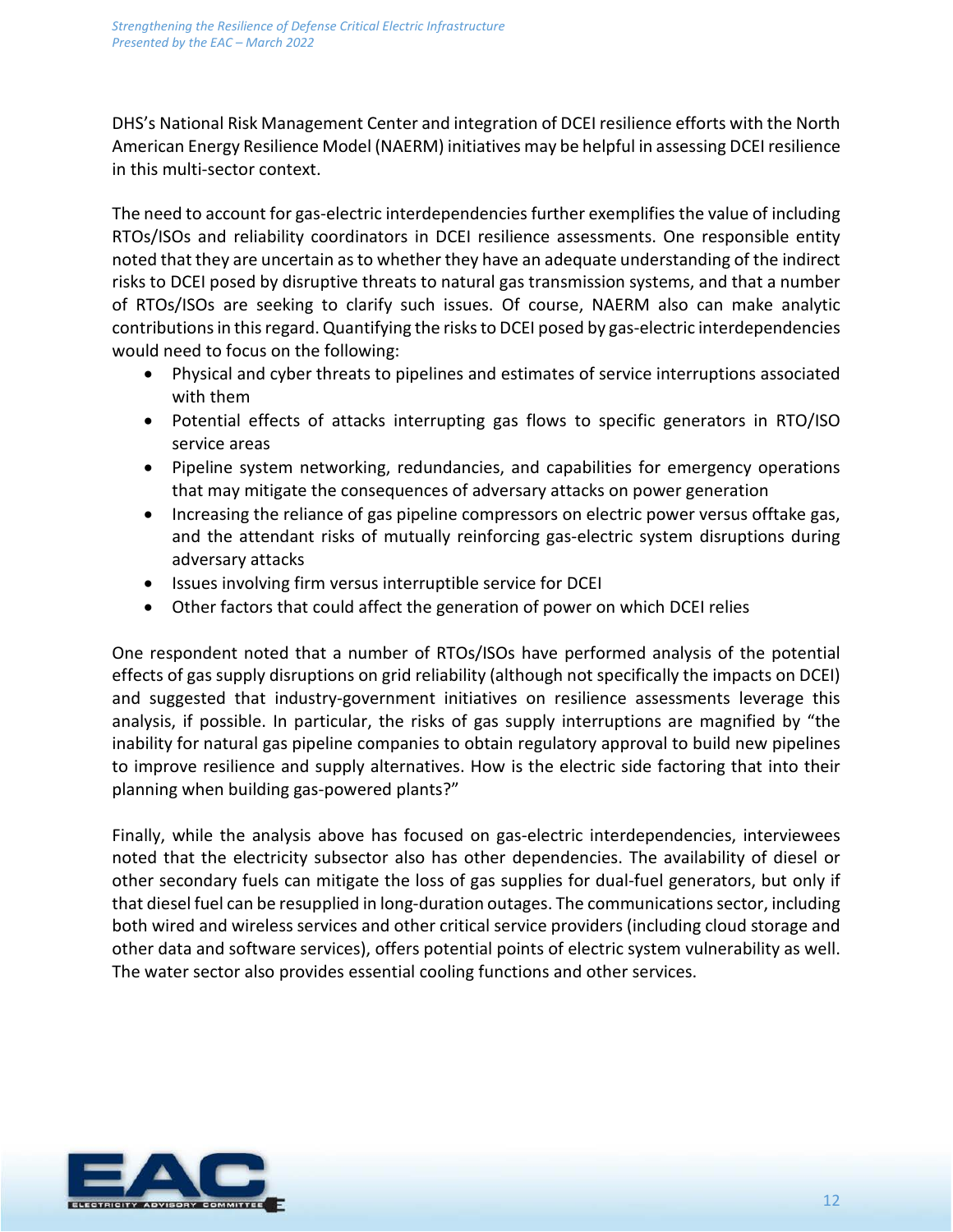DHS's National Risk Management Center and integration of DCEI resilience efforts with the North American Energy Resilience Model (NAERM) initiatives may be helpful in assessing DCEI resilience in this multi-sector context.

The need to account for gas-electric interdependencies further exemplifies the value of including RTOs/ISOs and reliability coordinators in DCEI resilience assessments. One responsible entity noted that they are uncertain as to whether they have an adequate understanding of the indirect risks to DCEI posed by disruptive threats to natural gas transmission systems, and that a number of RTOs/ISOs are seeking to clarify such issues. Of course, NAERM also can make analytic contributions in this regard. Quantifying the risks to DCEI posed by gas-electric interdependencies would need to focus on the following:

- Physical and cyber threats to pipelines and estimates of service interruptions associated with them
- Potential effects of attacks interrupting gas flows to specific generators in RTO/ISO service areas
- Pipeline system networking, redundancies, and capabilities for emergency operations that may mitigate the consequences of adversary attacks on power generation
- Increasing the reliance of gas pipeline compressors on electric power versus offtake gas, and the attendant risks of mutually reinforcing gas-electric system disruptions during adversary attacks
- Issues involving firm versus interruptible service for DCEI
- Other factors that could affect the generation of power on which DCEI relies

One respondent noted that a number of RTOs/ISOs have performed analysis of the potential effects of gas supply disruptions on grid reliability (although not specifically the impacts on DCEI) and suggested that industry-government initiatives on resilience assessments leverage this analysis, if possible. In particular, the risks of gas supply interruptions are magnified by "the inability for natural gas pipeline companies to obtain regulatory approval to build new pipelines to improve resilience and supply alternatives. How is the electric side factoring that into their planning when building gas-powered plants?"

Finally, while the analysis above has focused on gas-electric interdependencies, interviewees noted that the electricity subsector also has other dependencies. The availability of diesel or other secondary fuels can mitigate the loss of gas supplies for dual-fuel generators, but only if that diesel fuel can be resupplied in long-duration outages. The communications sector, including both wired and wireless services and other critical service providers (including cloud storage and other data and software services), offers potential points of electric system vulnerability as well. The water sector also provides essential cooling functions and other services.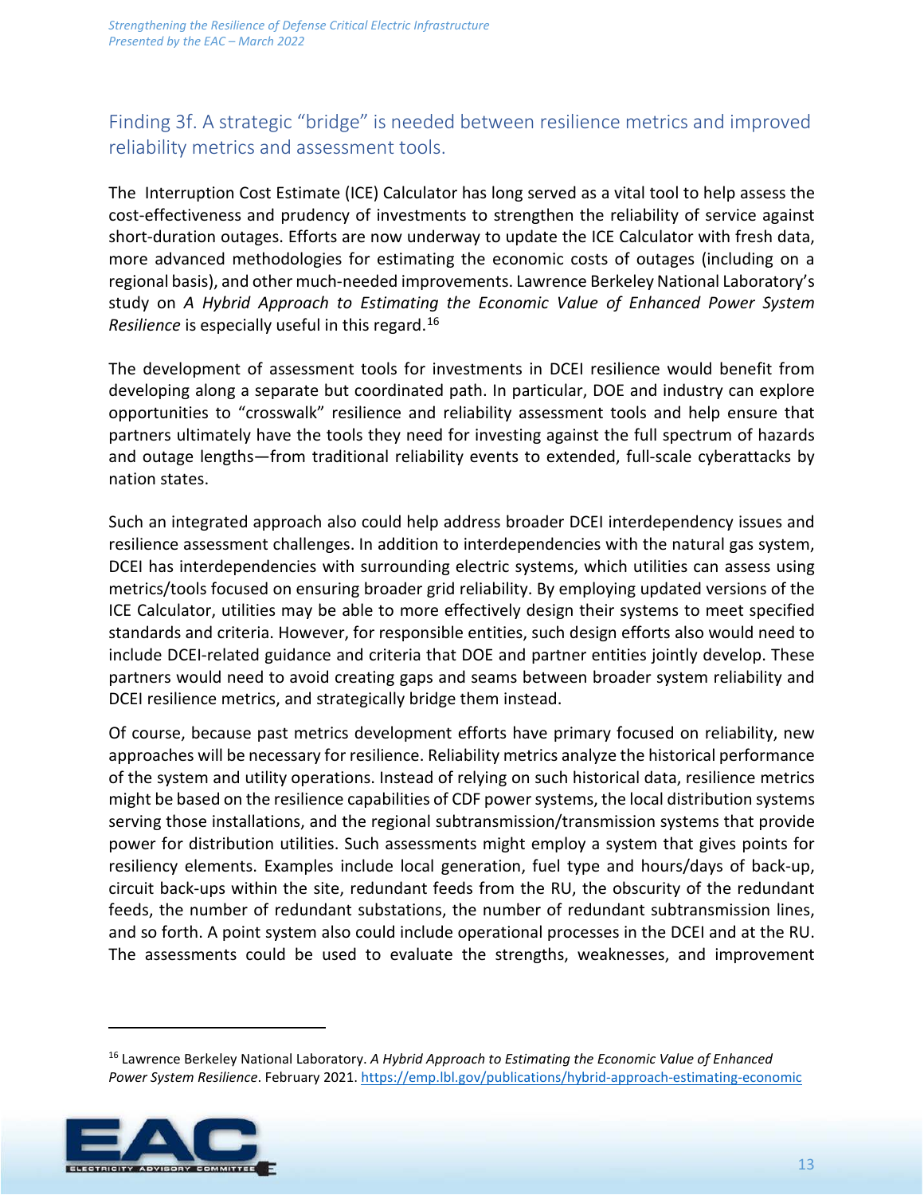## Finding 3f. A strategic "bridge" is needed between resilience metrics and improved reliability metrics and assessment tools.

The Interruption Cost Estimate (ICE) Calculator has long served as a vital tool to help assess the cost-effectiveness and prudency of investments to strengthen the reliability of service against short-duration outages. Efforts are now underway to update the ICE Calculator with fresh data, more advanced methodologies for estimating the economic costs of outages (including on a regional basis), and other much-needed improvements. Lawrence Berkeley National Laboratory's study on *A Hybrid Approach to Estimating the Economic Value of Enhanced Power System Resilience* is especially useful in this regard.[16]

The development of assessment tools for investments in DCEI resilience would benefit from developing along a separate but coordinated path. In particular, DOE and industry can explore opportunities to "crosswalk" resilience and reliability assessment tools and help ensure that partners ultimately have the tools they need for investing against the full spectrum of hazards and outage lengths—from traditional reliability events to extended, full-scale cyberattacks by nation states.

Such an integrated approach also could help address broader DCEI interdependency issues and resilience assessment challenges. In addition to interdependencies with the natural gas system, DCEI has interdependencies with surrounding electric systems, which utilities can assess using metrics/tools focused on ensuring broader grid reliability. By employing updated versions of the ICE Calculator, utilities may be able to more effectively design their systems to meet specified standards and criteria. However, for responsible entities, such design efforts also would need to include DCEI-related guidance and criteria that DOE and partner entities jointly develop. These partners would need to avoid creating gaps and seams between broader system reliability and DCEI resilience metrics, and strategically bridge them instead.

Of course, because past metrics development efforts have primary focused on reliability, new approaches will be necessary for resilience. Reliability metrics analyze the historical performance of the system and utility operations. Instead of relying on such historical data, resilience metrics might be based on the resilience capabilities of CDF power systems, the local distribution systems serving those installations, and the regional subtransmission/transmission systems that provide power for distribution utilities. Such assessments might employ a system that gives points for resiliency elements. Examples include local generation, fuel type and hours/days of back-up, circuit back-ups within the site, redundant feeds from the RU, the obscurity of the redundant feeds, the number of redundant substations, the number of redundant subtransmission lines, and so forth. A point system also could include operational processes in the DCEI and at the RU. The assessments could be used to evaluate the strengths, weaknesses, and improvement

[16] Lawrence Berkeley National Laboratory. *A Hybrid Approach to Estimating the Economic Value of Enhanced Power System Resilience*. February 2021. https://emp.lbl.gov/publications/hybrid-approach-estimating-economic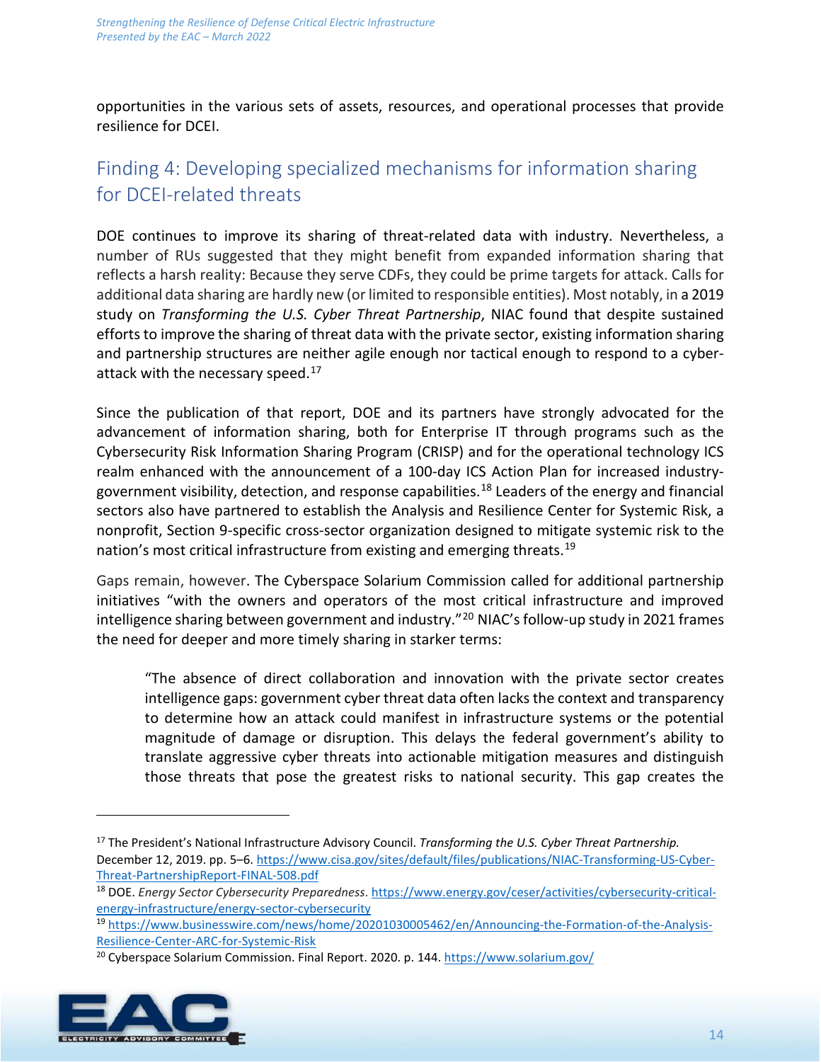opportunities in the various sets of assets, resources, and operational processes that provide resilience for DCEI.

## Finding 4: Developing specialized mechanisms for information sharing for DCEI-related threats

DOE continues to improve its sharing of threat-related data with industry. Nevertheless, a number of RUs suggested that they might benefit from expanded information sharing that reflects a harsh reality: Because they serve CDFs, they could be prime targets for attack. Calls for additional data sharing are hardly new (or limited to responsible entities). Most notably, in a 2019 study on *Transforming the U.S. Cyber Threat Partnership*, NIAC found that despite sustained efforts to improve the sharing of threat data with the private sector, existing information sharing and partnership structures are neither agile enough nor tactical enough to respond to a cyber-attack with the necessary speed.[17]

Since the publication of that report, DOE and its partners have strongly advocated for the advancement of information sharing, both for Enterprise IT through programs such as the Cybersecurity Risk Information Sharing Program (CRISP) and for the operational technology ICS realm enhanced with the announcement of a 100-day ICS Action Plan for increased industry-government visibility, detection, and response capabilities.[18] Leaders of the energy and financial sectors also have partnered to establish the Analysis and Resilience Center for Systemic Risk, a nonprofit, Section 9-specific cross-sector organization designed to mitigate systemic risk to the nation's most critical infrastructure from existing and emerging threats.[19]

Gaps remain, however. The Cyberspace Solarium Commission called for additional partnership initiatives "with the owners and operators of the most critical infrastructure and improved intelligence sharing between government and industry."[20] NIAC's follow-up study in 2021 frames the need for deeper and more timely sharing in starker terms:

> "The absence of direct collaboration and innovation with the private sector creates intelligence gaps: government cyber threat data often lacks the context and transparency to determine how an attack could manifest in infrastructure systems or the potential magnitude of damage or disruption. This delays the federal government's ability to translate aggressive cyber threats into actionable mitigation measures and distinguish those threats that pose the greatest risks to national security. This gap creates the

---

[17] The President's National Infrastructure Advisory Council. *Transforming the U.S. Cyber Threat Partnership.* December 12, 2019. pp. 5–6. https://www.cisa.gov/sites/default/files/publications/NIAC-Transforming-US-Cyber-Threat-PartnershipReport-FINAL-508.pdf

[18] DOE. *Energy Sector Cybersecurity Preparedness*. https://www.energy.gov/ceser/activities/cybersecurity-critical-energy-infrastructure/energy-sector-cybersecurity

[19] https://www.businesswire.com/news/home/20201030005462/en/Announcing-the-Formation-of-the-Analysis-Resilience-Center-ARC-for-Systemic-Risk

[20] Cyberspace Solarium Commission. Final Report. 2020. p. 144. https://www.solarium.gov/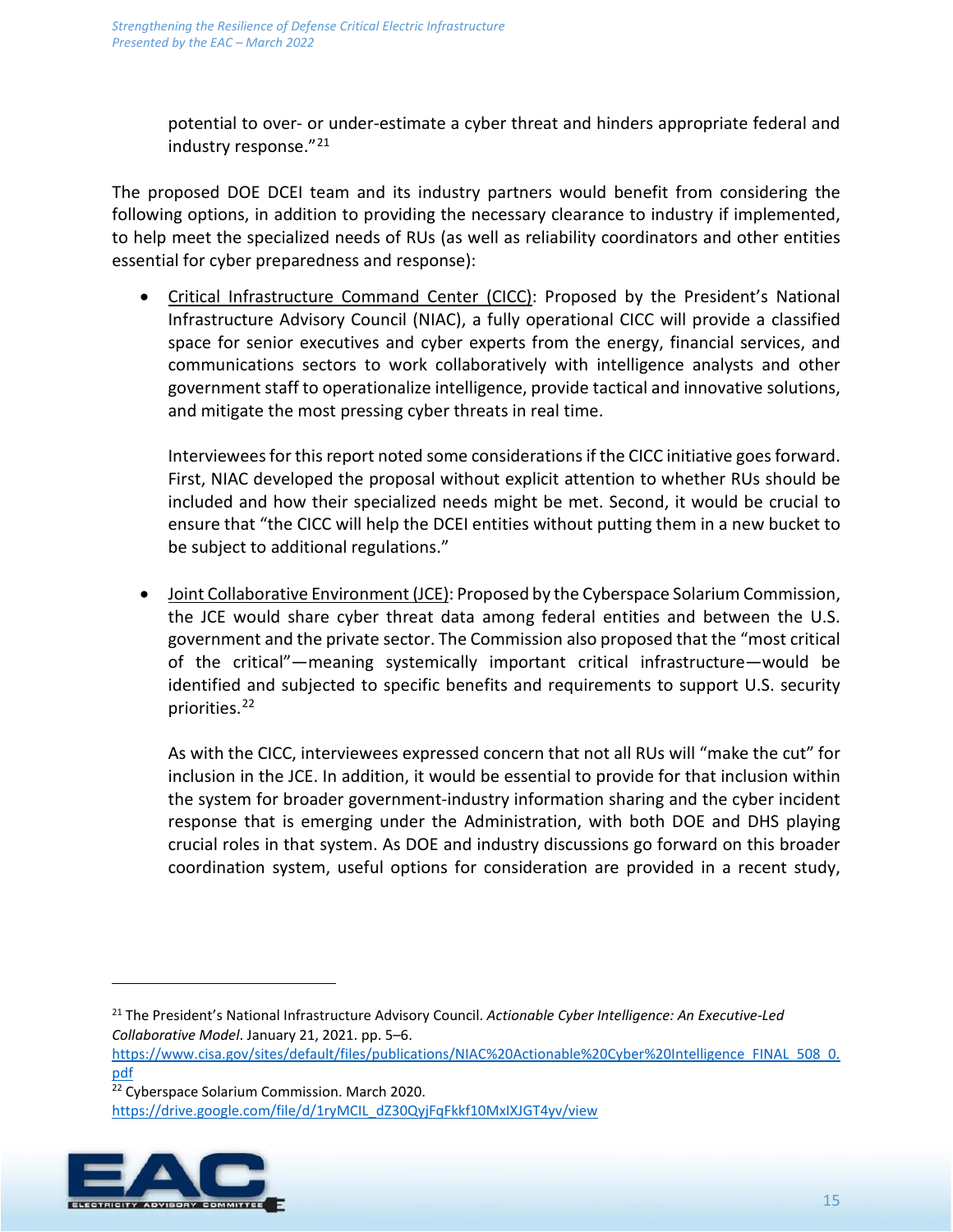potential to over- or under-estimate a cyber threat and hinders appropriate federal and industry response."[21]

The proposed DOE DCEI team and its industry partners would benefit from considering the following options, in addition to providing the necessary clearance to industry if implemented, to help meet the specialized needs of RUs (as well as reliability coordinators and other entities essential for cyber preparedness and response):

- Critical Infrastructure Command Center (CICC): Proposed by the President's National Infrastructure Advisory Council (NIAC), a fully operational CICC will provide a classified space for senior executives and cyber experts from the energy, financial services, and communications sectors to work collaboratively with intelligence analysts and other government staff to operationalize intelligence, provide tactical and innovative solutions, and mitigate the most pressing cyber threats in real time.

  Interviewees for this report noted some considerations if the CICC initiative goes forward. First, NIAC developed the proposal without explicit attention to whether RUs should be included and how their specialized needs might be met. Second, it would be crucial to ensure that "the CICC will help the DCEI entities without putting them in a new bucket to be subject to additional regulations."

- Joint Collaborative Environment (JCE): Proposed by the Cyberspace Solarium Commission, the JCE would share cyber threat data among federal entities and between the U.S. government and the private sector. The Commission also proposed that the "most critical of the critical"—meaning systemically important critical infrastructure—would be identified and subjected to specific benefits and requirements to support U.S. security priorities.[22]

  As with the CICC, interviewees expressed concern that not all RUs will "make the cut" for inclusion in the JCE. In addition, it would be essential to provide for that inclusion within the system for broader government-industry information sharing and the cyber incident response that is emerging under the Administration, with both DOE and DHS playing crucial roles in that system. As DOE and industry discussions go forward on this broader coordination system, useful options for consideration are provided in a recent study,

---

[21] The President's National Infrastructure Advisory Council. *Actionable Cyber Intelligence: An Executive-Led Collaborative Model*. January 21, 2021. pp. 5–6. https://www.cisa.gov/sites/default/files/publications/NIAC%20Actionable%20Cyber%20Intelligence_FINAL_508_0.pdf

[22] Cyberspace Solarium Commission. March 2020. https://drive.google.com/file/d/1ryMCIL_dZ30QyjFqFkkf10MxIXJGT4yv/view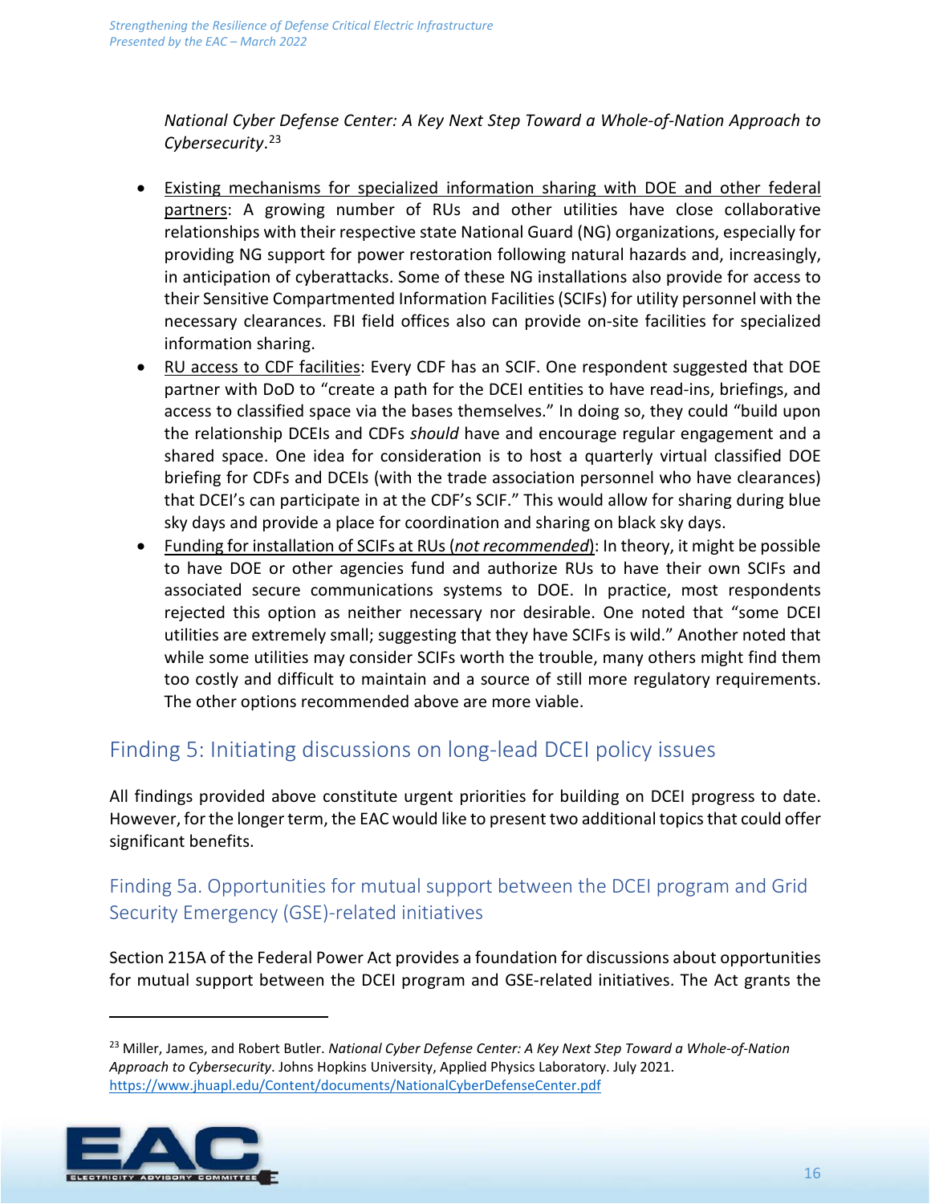*National Cyber Defense Center: A Key Next Step Toward a Whole-of-Nation Approach to Cybersecurity*.[23]

- Existing mechanisms for specialized information sharing with DOE and other federal partners: A growing number of RUs and other utilities have close collaborative relationships with their respective state National Guard (NG) organizations, especially for providing NG support for power restoration following natural hazards and, increasingly, in anticipation of cyberattacks. Some of these NG installations also provide for access to their Sensitive Compartmented Information Facilities (SCIFs) for utility personnel with the necessary clearances. FBI field offices also can provide on-site facilities for specialized information sharing.
- RU access to CDF facilities: Every CDF has an SCIF. One respondent suggested that DOE partner with DoD to "create a path for the DCEI entities to have read-ins, briefings, and access to classified space via the bases themselves." In doing so, they could "build upon the relationship DCEIs and CDFs *should* have and encourage regular engagement and a shared space. One idea for consideration is to host a quarterly virtual classified DOE briefing for CDFs and DCEIs (with the trade association personnel who have clearances) that DCEI's can participate in at the CDF's SCIF." This would allow for sharing during blue sky days and provide a place for coordination and sharing on black sky days.
- Funding for installation of SCIFs at RUs (*not recommended*): In theory, it might be possible to have DOE or other agencies fund and authorize RUs to have their own SCIFs and associated secure communications systems to DOE. In practice, most respondents rejected this option as neither necessary nor desirable. One noted that "some DCEI utilities are extremely small; suggesting that they have SCIFs is wild." Another noted that while some utilities may consider SCIFs worth the trouble, many others might find them too costly and difficult to maintain and a source of still more regulatory requirements. The other options recommended above are more viable.

## Finding 5: Initiating discussions on long-lead DCEI policy issues

All findings provided above constitute urgent priorities for building on DCEI progress to date. However, for the longer term, the EAC would like to present two additional topics that could offer significant benefits.

### Finding 5a. Opportunities for mutual support between the DCEI program and Grid Security Emergency (GSE)-related initiatives

Section 215A of the Federal Power Act provides a foundation for discussions about opportunities for mutual support between the DCEI program and GSE-related initiatives. The Act grants the

[23] Miller, James, and Robert Butler. *National Cyber Defense Center: A Key Next Step Toward a Whole-of-Nation Approach to Cybersecurity*. Johns Hopkins University, Applied Physics Laboratory. July 2021. https://www.jhuapl.edu/Content/documents/NationalCyberDefenseCenter.pdf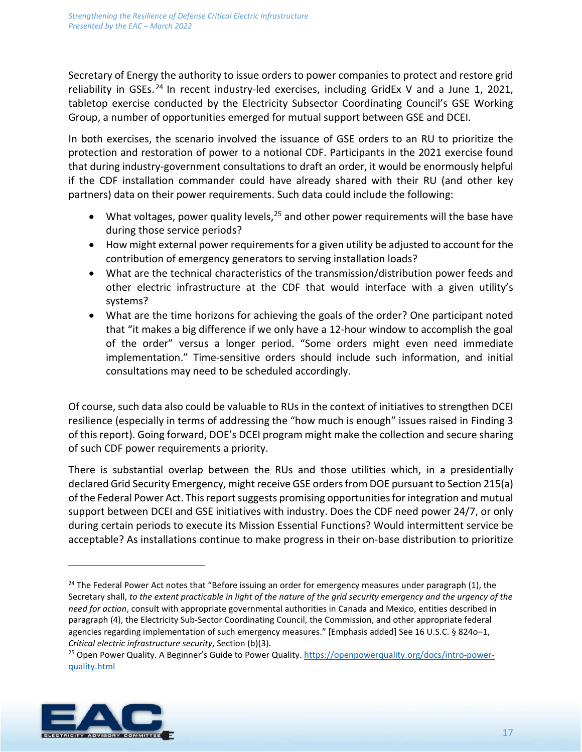Secretary of Energy the authority to issue orders to power companies to protect and restore grid reliability in GSEs.[24] In recent industry-led exercises, including GridEx V and a June 1, 2021, tabletop exercise conducted by the Electricity Subsector Coordinating Council's GSE Working Group, a number of opportunities emerged for mutual support between GSE and DCEI.

In both exercises, the scenario involved the issuance of GSE orders to an RU to prioritize the protection and restoration of power to a notional CDF. Participants in the 2021 exercise found that during industry-government consultations to draft an order, it would be enormously helpful if the CDF installation commander could have already shared with their RU (and other key partners) data on their power requirements. Such data could include the following:

- What voltages, power quality levels,[25] and other power requirements will the base have during those service periods?
- How might external power requirements for a given utility be adjusted to account for the contribution of emergency generators to serving installation loads?
- What are the technical characteristics of the transmission/distribution power feeds and other electric infrastructure at the CDF that would interface with a given utility's systems?
- What are the time horizons for achieving the goals of the order? One participant noted that "it makes a big difference if we only have a 12-hour window to accomplish the goal of the order" versus a longer period. "Some orders might even need immediate implementation." Time-sensitive orders should include such information, and initial consultations may need to be scheduled accordingly.

Of course, such data also could be valuable to RUs in the context of initiatives to strengthen DCEI resilience (especially in terms of addressing the "how much is enough" issues raised in Finding 3 of this report). Going forward, DOE's DCEI program might make the collection and secure sharing of such CDF power requirements a priority.

There is substantial overlap between the RUs and those utilities which, in a presidentially declared Grid Security Emergency, might receive GSE orders from DOE pursuant to Section 215(a) of the Federal Power Act. This report suggests promising opportunities for integration and mutual support between DCEI and GSE initiatives with industry. Does the CDF need power 24/7, or only during certain periods to execute its Mission Essential Functions? Would intermittent service be acceptable? As installations continue to make progress in their on-base distribution to prioritize

---

[24] The Federal Power Act notes that "Before issuing an order for emergency measures under paragraph (1), the Secretary shall, *to the extent practicable in light of the nature of the grid security emergency and the urgency of the need for action*, consult with appropriate governmental authorities in Canada and Mexico, entities described in paragraph (4), the Electricity Sub-Sector Coordinating Council, the Commission, and other appropriate federal agencies regarding implementation of such emergency measures." [Emphasis added] See 16 U.S.C. § 824o–1, *Critical electric infrastructure security*, Section (b)(3).

[25] Open Power Quality. A Beginner's Guide to Power Quality. https://openpowerquality.org/docs/intro-power-quality.html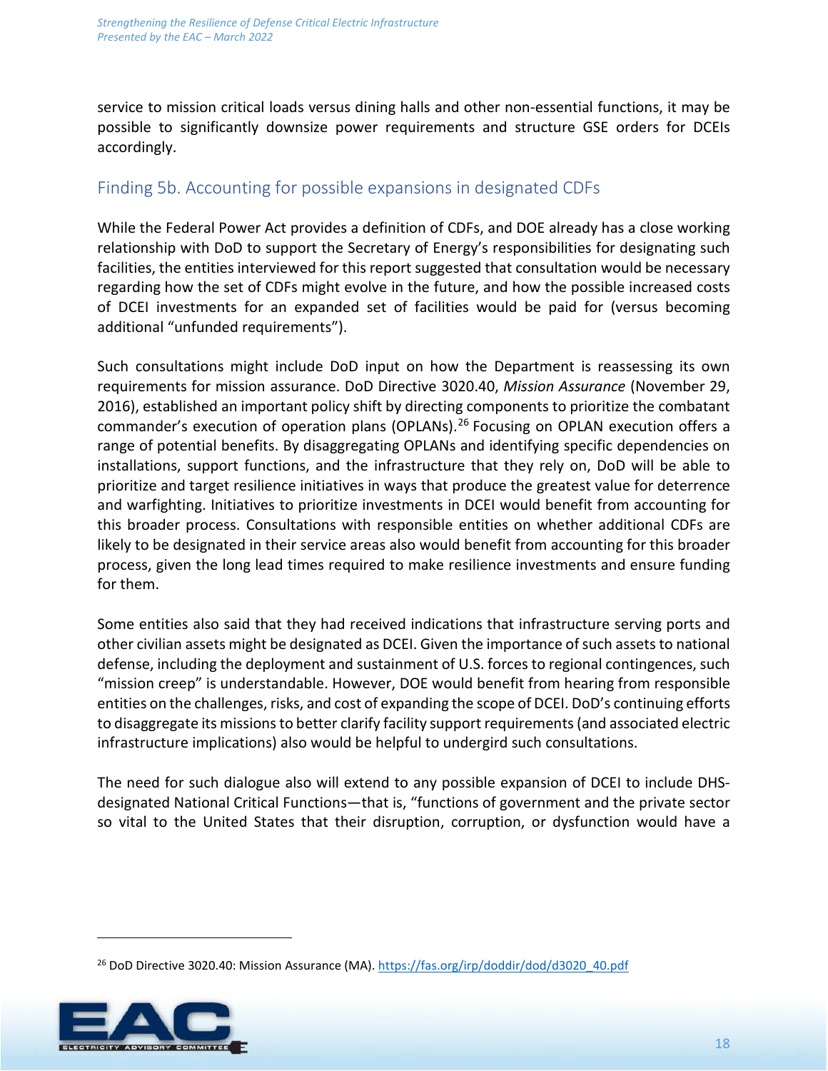service to mission critical loads versus dining halls and other non-essential functions, it may be possible to significantly downsize power requirements and structure GSE orders for DCEIs accordingly.

## Finding 5b. Accounting for possible expansions in designated CDFs

While the Federal Power Act provides a definition of CDFs, and DOE already has a close working relationship with DoD to support the Secretary of Energy's responsibilities for designating such facilities, the entities interviewed for this report suggested that consultation would be necessary regarding how the set of CDFs might evolve in the future, and how the possible increased costs of DCEI investments for an expanded set of facilities would be paid for (versus becoming additional "unfunded requirements").

Such consultations might include DoD input on how the Department is reassessing its own requirements for mission assurance. DoD Directive 3020.40, *Mission Assurance* (November 29, 2016), established an important policy shift by directing components to prioritize the combatant commander's execution of operation plans (OPLANs).[26] Focusing on OPLAN execution offers a range of potential benefits. By disaggregating OPLANs and identifying specific dependencies on installations, support functions, and the infrastructure that they rely on, DoD will be able to prioritize and target resilience initiatives in ways that produce the greatest value for deterrence and warfighting. Initiatives to prioritize investments in DCEI would benefit from accounting for this broader process. Consultations with responsible entities on whether additional CDFs are likely to be designated in their service areas also would benefit from accounting for this broader process, given the long lead times required to make resilience investments and ensure funding for them.

Some entities also said that they had received indications that infrastructure serving ports and other civilian assets might be designated as DCEI. Given the importance of such assets to national defense, including the deployment and sustainment of U.S. forces to regional contingencies, such "mission creep" is understandable. However, DOE would benefit from hearing from responsible entities on the challenges, risks, and cost of expanding the scope of DCEI. DoD's continuing efforts to disaggregate its missions to better clarify facility support requirements (and associated electric infrastructure implications) also would be helpful to undergird such consultations.

The need for such dialogue also will extend to any possible expansion of DCEI to include DHS-designated National Critical Functions—that is, "functions of government and the private sector so vital to the United States that their disruption, corruption, or dysfunction would have a

---

[26] DoD Directive 3020.40: Mission Assurance (MA). https://fas.org/irp/doddir/dod/d3020_40.pdf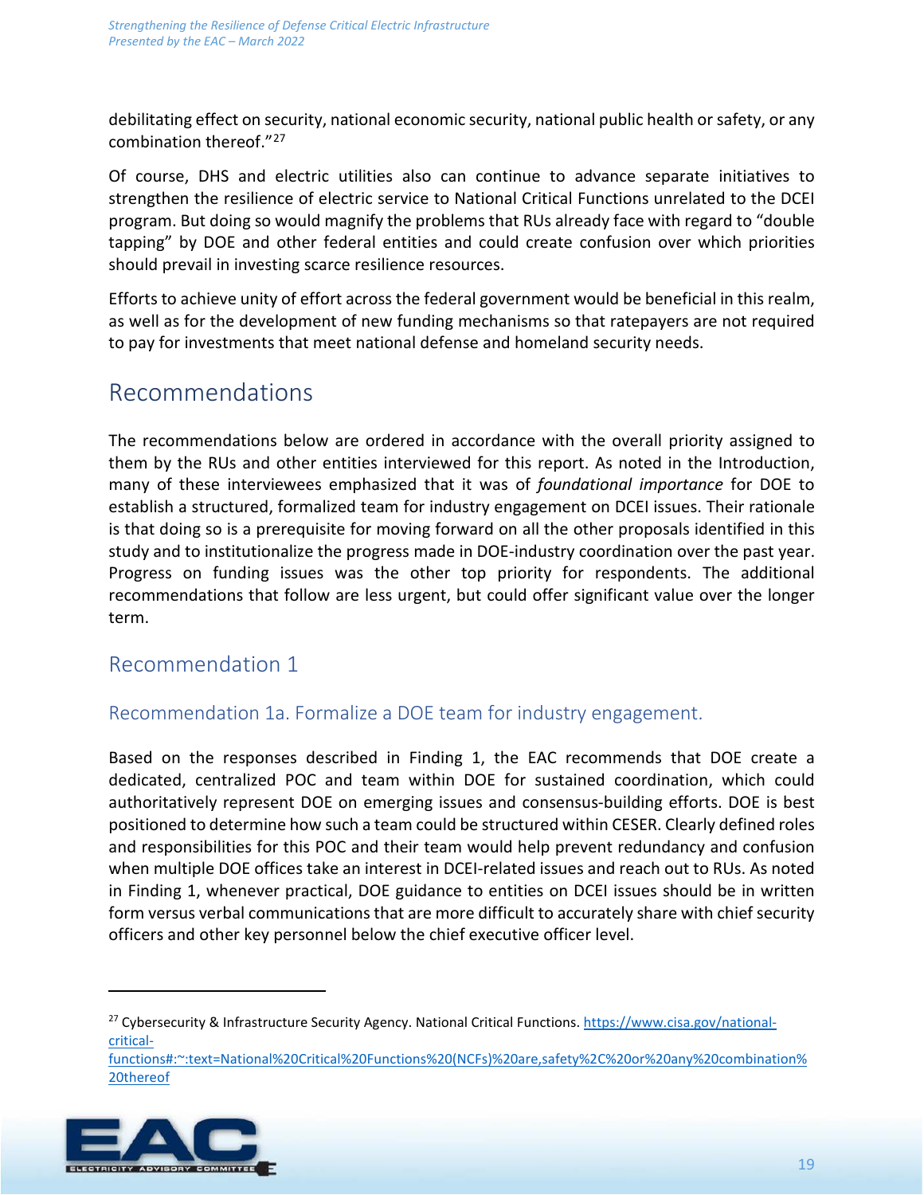debilitating effect on security, national economic security, national public health or safety, or any combination thereof."[27]

Of course, DHS and electric utilities also can continue to advance separate initiatives to strengthen the resilience of electric service to National Critical Functions unrelated to the DCEI program. But doing so would magnify the problems that RUs already face with regard to "double tapping" by DOE and other federal entities and could create confusion over which priorities should prevail in investing scarce resilience resources.

Efforts to achieve unity of effort across the federal government would be beneficial in this realm, as well as for the development of new funding mechanisms so that ratepayers are not required to pay for investments that meet national defense and homeland security needs.

# Recommendations

The recommendations below are ordered in accordance with the overall priority assigned to them by the RUs and other entities interviewed for this report. As noted in the Introduction, many of these interviewees emphasized that it was of *foundational importance* for DOE to establish a structured, formalized team for industry engagement on DCEI issues. Their rationale is that doing so is a prerequisite for moving forward on all the other proposals identified in this study and to institutionalize the progress made in DOE-industry coordination over the past year. Progress on funding issues was the other top priority for respondents. The additional recommendations that follow are less urgent, but could offer significant value over the longer term.

## Recommendation 1

### Recommendation 1a. Formalize a DOE team for industry engagement.

Based on the responses described in Finding 1, the EAC recommends that DOE create a dedicated, centralized POC and team within DOE for sustained coordination, which could authoritatively represent DOE on emerging issues and consensus-building efforts. DOE is best positioned to determine how such a team could be structured within CESER. Clearly defined roles and responsibilities for this POC and their team would help prevent redundancy and confusion when multiple DOE offices take an interest in DCEI-related issues and reach out to RUs. As noted in Finding 1, whenever practical, DOE guidance to entities on DCEI issues should be in written form versus verbal communications that are more difficult to accurately share with chief security officers and other key personnel below the chief executive officer level.

---

[27] Cybersecurity & Infrastructure Security Agency. National Critical Functions. https://www.cisa.gov/national-critical-functions#:~:text=National%20Critical%20Functions%20(NCFs)%20are,safety%2C%20or%20any%20combination%20thereof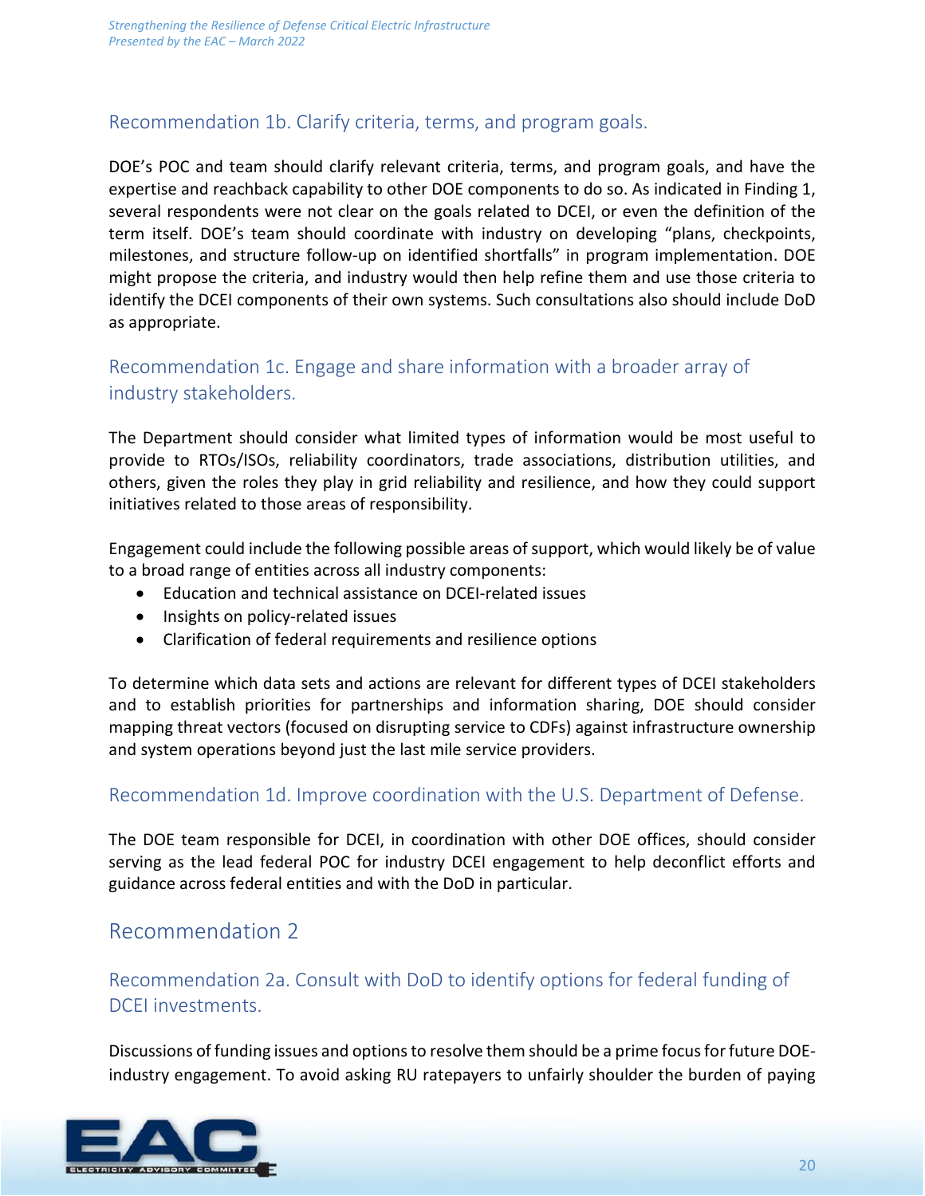### Recommendation 1b. Clarify criteria, terms, and program goals.

DOE's POC and team should clarify relevant criteria, terms, and program goals, and have the expertise and reachback capability to other DOE components to do so. As indicated in Finding 1, several respondents were not clear on the goals related to DCEI, or even the definition of the term itself. DOE's team should coordinate with industry on developing "plans, checkpoints, milestones, and structure follow-up on identified shortfalls" in program implementation. DOE might propose the criteria, and industry would then help refine them and use those criteria to identify the DCEI components of their own systems. Such consultations also should include DoD as appropriate.

### Recommendation 1c. Engage and share information with a broader array of industry stakeholders.

The Department should consider what limited types of information would be most useful to provide to RTOs/ISOs, reliability coordinators, trade associations, distribution utilities, and others, given the roles they play in grid reliability and resilience, and how they could support initiatives related to those areas of responsibility.

Engagement could include the following possible areas of support, which would likely be of value to a broad range of entities across all industry components:

- Education and technical assistance on DCEI-related issues
- Insights on policy-related issues
- Clarification of federal requirements and resilience options

To determine which data sets and actions are relevant for different types of DCEI stakeholders and to establish priorities for partnerships and information sharing, DOE should consider mapping threat vectors (focused on disrupting service to CDFs) against infrastructure ownership and system operations beyond just the last mile service providers.

### Recommendation 1d. Improve coordination with the U.S. Department of Defense.

The DOE team responsible for DCEI, in coordination with other DOE offices, should consider serving as the lead federal POC for industry DCEI engagement to help deconflict efforts and guidance across federal entities and with the DoD in particular.

## Recommendation 2

### Recommendation 2a. Consult with DoD to identify options for federal funding of DCEI investments.

Discussions of funding issues and options to resolve them should be a prime focus for future DOE-industry engagement. To avoid asking RU ratepayers to unfairly shoulder the burden of paying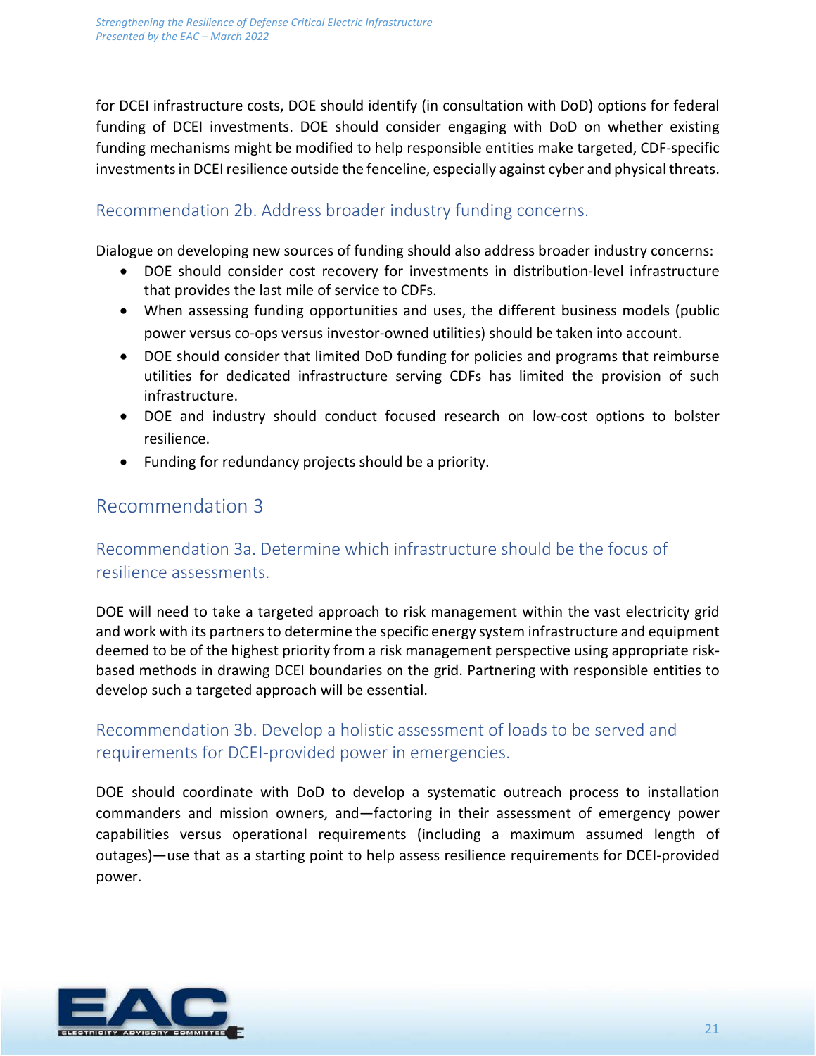for DCEI infrastructure costs, DOE should identify (in consultation with DoD) options for federal funding of DCEI investments. DOE should consider engaging with DoD on whether existing funding mechanisms might be modified to help responsible entities make targeted, CDF-specific investments in DCEI resilience outside the fenceline, especially against cyber and physical threats.

### Recommendation 2b. Address broader industry funding concerns.

Dialogue on developing new sources of funding should also address broader industry concerns:

- DOE should consider cost recovery for investments in distribution-level infrastructure that provides the last mile of service to CDFs.
- When assessing funding opportunities and uses, the different business models (public power versus co-ops versus investor-owned utilities) should be taken into account.
- DOE should consider that limited DoD funding for policies and programs that reimburse utilities for dedicated infrastructure serving CDFs has limited the provision of such infrastructure.
- DOE and industry should conduct focused research on low-cost options to bolster resilience.
- Funding for redundancy projects should be a priority.

## Recommendation 3

### Recommendation 3a. Determine which infrastructure should be the focus of resilience assessments.

DOE will need to take a targeted approach to risk management within the vast electricity grid and work with its partners to determine the specific energy system infrastructure and equipment deemed to be of the highest priority from a risk management perspective using appropriate risk-based methods in drawing DCEI boundaries on the grid. Partnering with responsible entities to develop such a targeted approach will be essential.

### Recommendation 3b. Develop a holistic assessment of loads to be served and requirements for DCEI-provided power in emergencies.

DOE should coordinate with DoD to develop a systematic outreach process to installation commanders and mission owners, and—factoring in their assessment of emergency power capabilities versus operational requirements (including a maximum assumed length of outages)—use that as a starting point to help assess resilience requirements for DCEI-provided power.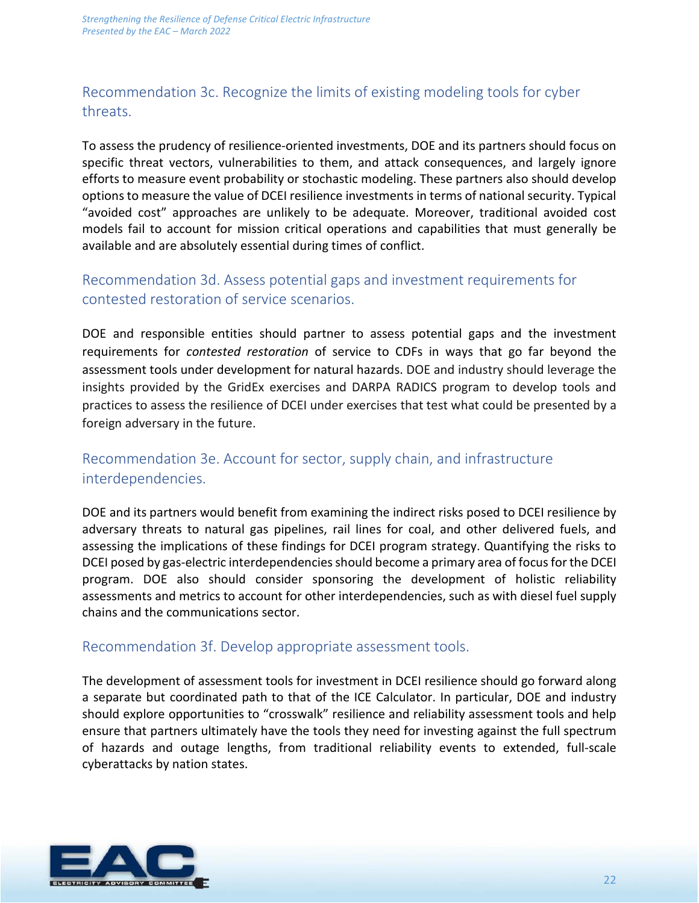### Recommendation 3c. Recognize the limits of existing modeling tools for cyber threats.

To assess the prudency of resilience-oriented investments, DOE and its partners should focus on specific threat vectors, vulnerabilities to them, and attack consequences, and largely ignore efforts to measure event probability or stochastic modeling. These partners also should develop options to measure the value of DCEI resilience investments in terms of national security. Typical "avoided cost" approaches are unlikely to be adequate. Moreover, traditional avoided cost models fail to account for mission critical operations and capabilities that must generally be available and are absolutely essential during times of conflict.

### Recommendation 3d. Assess potential gaps and investment requirements for contested restoration of service scenarios.

DOE and responsible entities should partner to assess potential gaps and the investment requirements for *contested restoration* of service to CDFs in ways that go far beyond the assessment tools under development for natural hazards. DOE and industry should leverage the insights provided by the GridEx exercises and DARPA RADICS program to develop tools and practices to assess the resilience of DCEI under exercises that test what could be presented by a foreign adversary in the future.

### Recommendation 3e. Account for sector, supply chain, and infrastructure interdependencies.

DOE and its partners would benefit from examining the indirect risks posed to DCEI resilience by adversary threats to natural gas pipelines, rail lines for coal, and other delivered fuels, and assessing the implications of these findings for DCEI program strategy. Quantifying the risks to DCEI posed by gas-electric interdependencies should become a primary area of focus for the DCEI program. DOE also should consider sponsoring the development of holistic reliability assessments and metrics to account for other interdependencies, such as with diesel fuel supply chains and the communications sector.

### Recommendation 3f. Develop appropriate assessment tools.

The development of assessment tools for investment in DCEI resilience should go forward along a separate but coordinated path to that of the ICE Calculator. In particular, DOE and industry should explore opportunities to "crosswalk" resilience and reliability assessment tools and help ensure that partners ultimately have the tools they need for investing against the full spectrum of hazards and outage lengths, from traditional reliability events to extended, full-scale cyberattacks by nation states.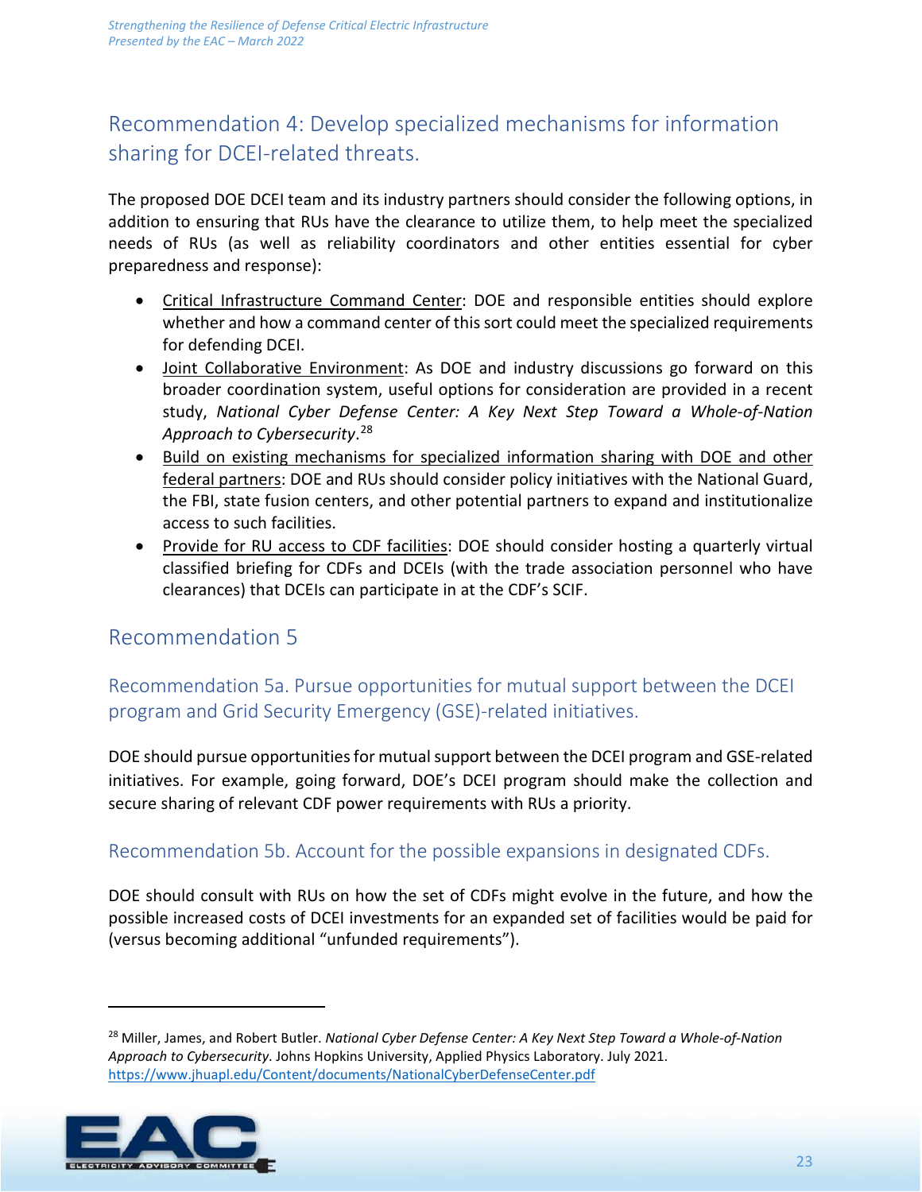## Recommendation 4: Develop specialized mechanisms for information sharing for DCEI-related threats.

The proposed DOE DCEI team and its industry partners should consider the following options, in addition to ensuring that RUs have the clearance to utilize them, to help meet the specialized needs of RUs (as well as reliability coordinators and other entities essential for cyber preparedness and response):

- Critical Infrastructure Command Center: DOE and responsible entities should explore whether and how a command center of this sort could meet the specialized requirements for defending DCEI.
- Joint Collaborative Environment: As DOE and industry discussions go forward on this broader coordination system, useful options for consideration are provided in a recent study, *National Cyber Defense Center: A Key Next Step Toward a Whole-of-Nation Approach to Cybersecurity*.[28]
- Build on existing mechanisms for specialized information sharing with DOE and other federal partners: DOE and RUs should consider policy initiatives with the National Guard, the FBI, state fusion centers, and other potential partners to expand and institutionalize access to such facilities.
- Provide for RU access to CDF facilities: DOE should consider hosting a quarterly virtual classified briefing for CDFs and DCEIs (with the trade association personnel who have clearances) that DCEIs can participate in at the CDF's SCIF.

## Recommendation 5

### Recommendation 5a. Pursue opportunities for mutual support between the DCEI program and Grid Security Emergency (GSE)-related initiatives.

DOE should pursue opportunities for mutual support between the DCEI program and GSE-related initiatives. For example, going forward, DOE's DCEI program should make the collection and secure sharing of relevant CDF power requirements with RUs a priority.

### Recommendation 5b. Account for the possible expansions in designated CDFs.

DOE should consult with RUs on how the set of CDFs might evolve in the future, and how the possible increased costs of DCEI investments for an expanded set of facilities would be paid for (versus becoming additional "unfunded requirements").

---

[28] Miller, James, and Robert Butler. *National Cyber Defense Center: A Key Next Step Toward a Whole-of-Nation Approach to Cybersecurity*. Johns Hopkins University, Applied Physics Laboratory. July 2021. https://www.jhuapl.edu/Content/documents/NationalCyberDefenseCenter.pdf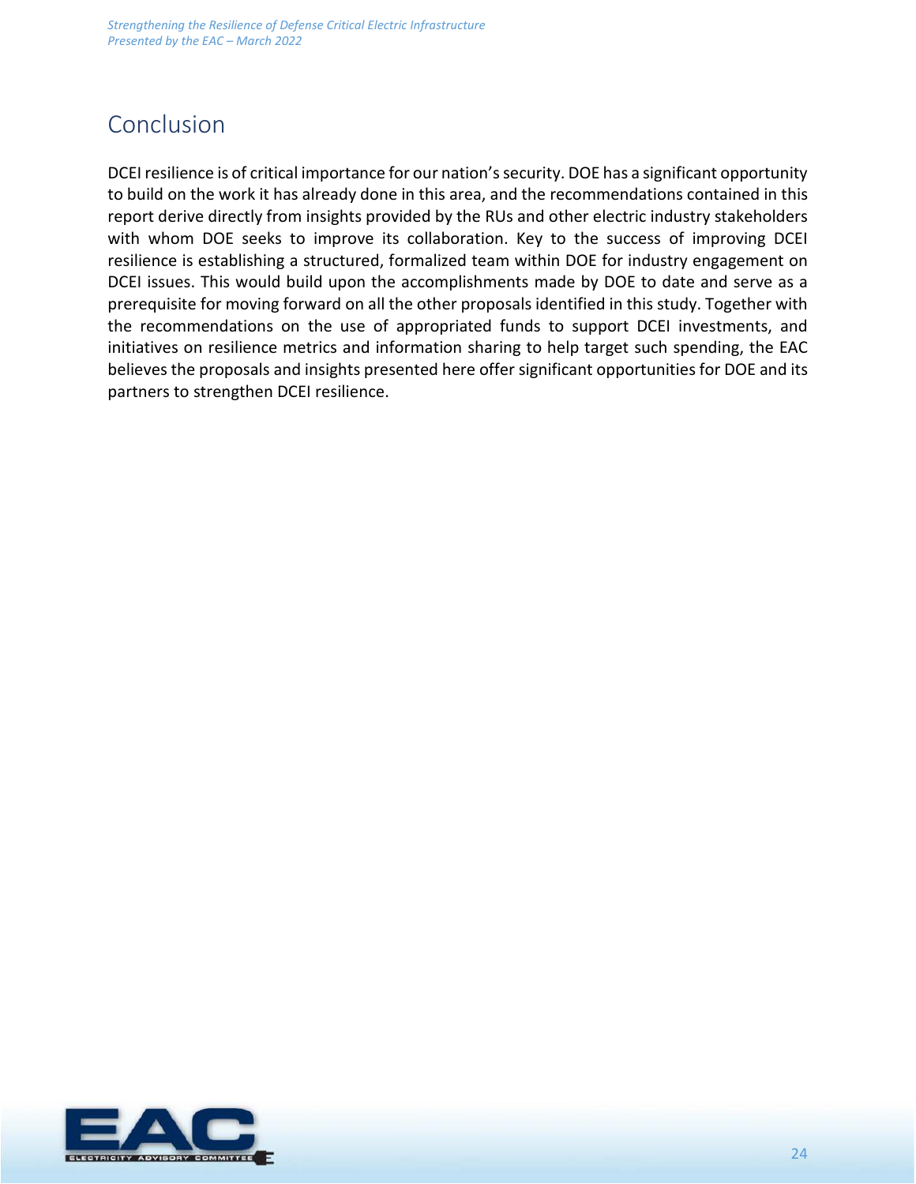## Conclusion

DCEI resilience is of critical importance for our nation's security. DOE has a significant opportunity to build on the work it has already done in this area, and the recommendations contained in this report derive directly from insights provided by the RUs and other electric industry stakeholders with whom DOE seeks to improve its collaboration. Key to the success of improving DCEI resilience is establishing a structured, formalized team within DOE for industry engagement on DCEI issues. This would build upon the accomplishments made by DOE to date and serve as a prerequisite for moving forward on all the other proposals identified in this study. Together with the recommendations on the use of appropriated funds to support DCEI investments, and initiatives on resilience metrics and information sharing to help target such spending, the EAC believes the proposals and insights presented here offer significant opportunities for DOE and its partners to strengthen DCEI resilience.